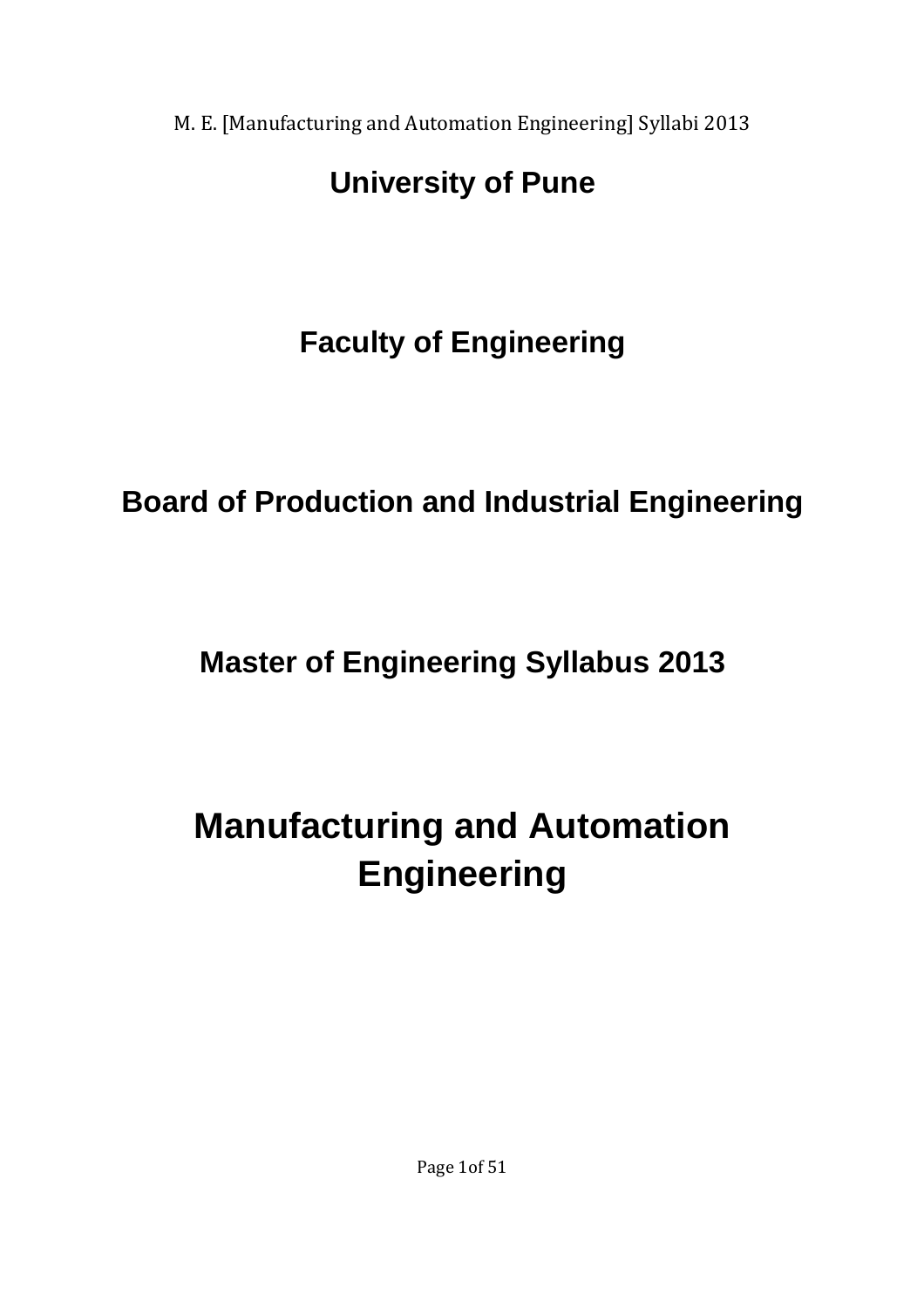# University of Pune

## Faculty of Engineering

## Board of Production and Industrial Engineering

## Master of Engineering Syllabus 2013

# Manufacturing and Automation Engineering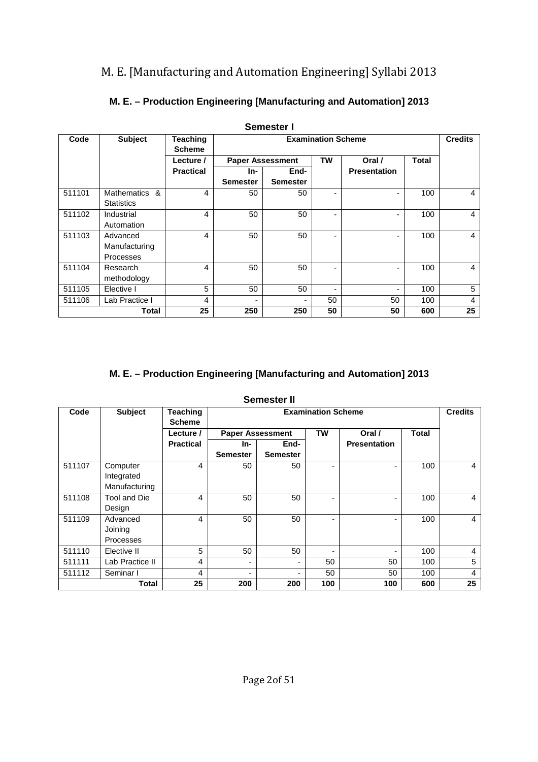# M. E. [Manufacturing and Automation Engineering] Syllabi 2013

## M. E. – Production Engineering [Manufacturing and Automation] 2013

### Semester I

| Code | Subject | Teaching Scheme | Examination Scheme | | | | | Credits |
|---|---|---|---|---|---|---|---|---|
| | | Lecture / Practical | Paper Assessment | | TW | Oral / Presentation | Total | |
| | | | In-Semester | End-Semester | | | | |
| 511101 | Mathematics & Statistics | 4 | 50 | 50 | - | - | 100 | 4 |
| 511102 | Industrial Automation | 4 | 50 | 50 | - | - | 100 | 4 |
| 511103 | Advanced Manufacturing Processes | 4 | 50 | 50 | - | - | 100 | 4 |
| 511104 | Research methodology | 4 | 50 | 50 | - | - | 100 | 4 |
| 511105 | Elective I | 5 | 50 | 50 | - | - | 100 | 5 |
| 511106 | Lab Practice I | 4 | - | - | 50 | 50 | 100 | 4 |
| | **Total** | **25** | **250** | **250** | **50** | **50** | **600** | **25** |

## M. E. – Production Engineering [Manufacturing and Automation] 2013

### Semester II

| Code | Subject | Teaching Scheme | Examination Scheme | | | | | Credits |
|---|---|---|---|---|---|---|---|---|
| | | Lecture / Practical | Paper Assessment | | TW | Oral / Presentation | Total | |
| | | | In-Semester | End-Semester | | | | |
| 511107 | Computer Integrated Manufacturing | 4 | 50 | 50 | - | - | 100 | 4 |
| 511108 | Tool and Die Design | 4 | 50 | 50 | - | - | 100 | 4 |
| 511109 | Advanced Joining Processes | 4 | 50 | 50 | - | - | 100 | 4 |
| 511110 | Elective II | 5 | 50 | 50 | - | - | 100 | 4 |
| 511111 | Lab Practice II | 4 | - | - | 50 | 50 | 100 | 5 |
| 511112 | Seminar I | 4 | - | - | 50 | 50 | 100 | 4 |
| | **Total** | **25** | **200** | **200** | **100** | **100** | **600** | **25** |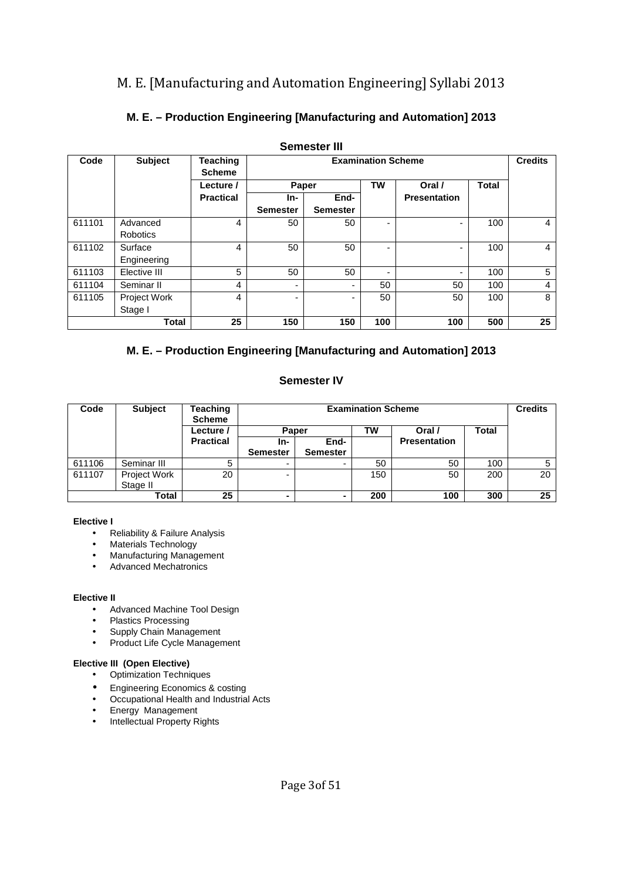# M. E. [Manufacturing and Automation Engineering] Syllabi 2013

## M. E. – Production Engineering [Manufacturing and Automation] 2013

### Semester III

| Code | Subject | Teaching Scheme | Examination Scheme | | | | | Credits |
|---|---|---|---|---|---|---|---|---|
| | | Lecture / Practical | Paper | | TW | Oral / Presentation | Total | |
| | | | In-Semester | End-Semester | | | | |
| 611101 | Advanced Robotics | 4 | 50 | 50 | - | - | 100 | 4 |
| 611102 | Surface Engineering | 4 | 50 | 50 | - | - | 100 | 4 |
| 611103 | Elective III | 5 | 50 | 50 | - | - | 100 | 5 |
| 611104 | Seminar II | 4 | - | - | 50 | 50 | 100 | 4 |
| 611105 | Project Work Stage I | 4 | - | - | 50 | 50 | 100 | 8 |
| | **Total** | **25** | **150** | **150** | **100** | **100** | **500** | **25** |

## M. E. – Production Engineering [Manufacturing and Automation] 2013

### Semester IV

| Code | Subject | Teaching Scheme | Examination Scheme | | | | | Credits |
|---|---|---|---|---|---|---|---|---|
| | | Lecture / Practical | Paper | | TW | Oral / Presentation | Total | |
| | | | In-Semester | End-Semester | | | | |
| 611106 | Seminar III | 5 | - | - | 50 | 50 | 100 | 5 |
| 611107 | Project Work Stage II | 20 | - | | 150 | 50 | 200 | 20 |
| | **Total** | **25** | **-** | **-** | **200** | **100** | **300** | **25** |

**Elective I**

- Reliability & Failure Analysis
- Materials Technology
- Manufacturing Management
- Advanced Mechatronics

**Elective II**

- Advanced Machine Tool Design
- Plastics Processing
- Supply Chain Management
- Product Life Cycle Management

**Elective III (Open Elective)**

- Optimization Techniques
- Engineering Economics & costing
- Occupational Health and Industrial Acts
- Energy Management
- Intellectual Property Rights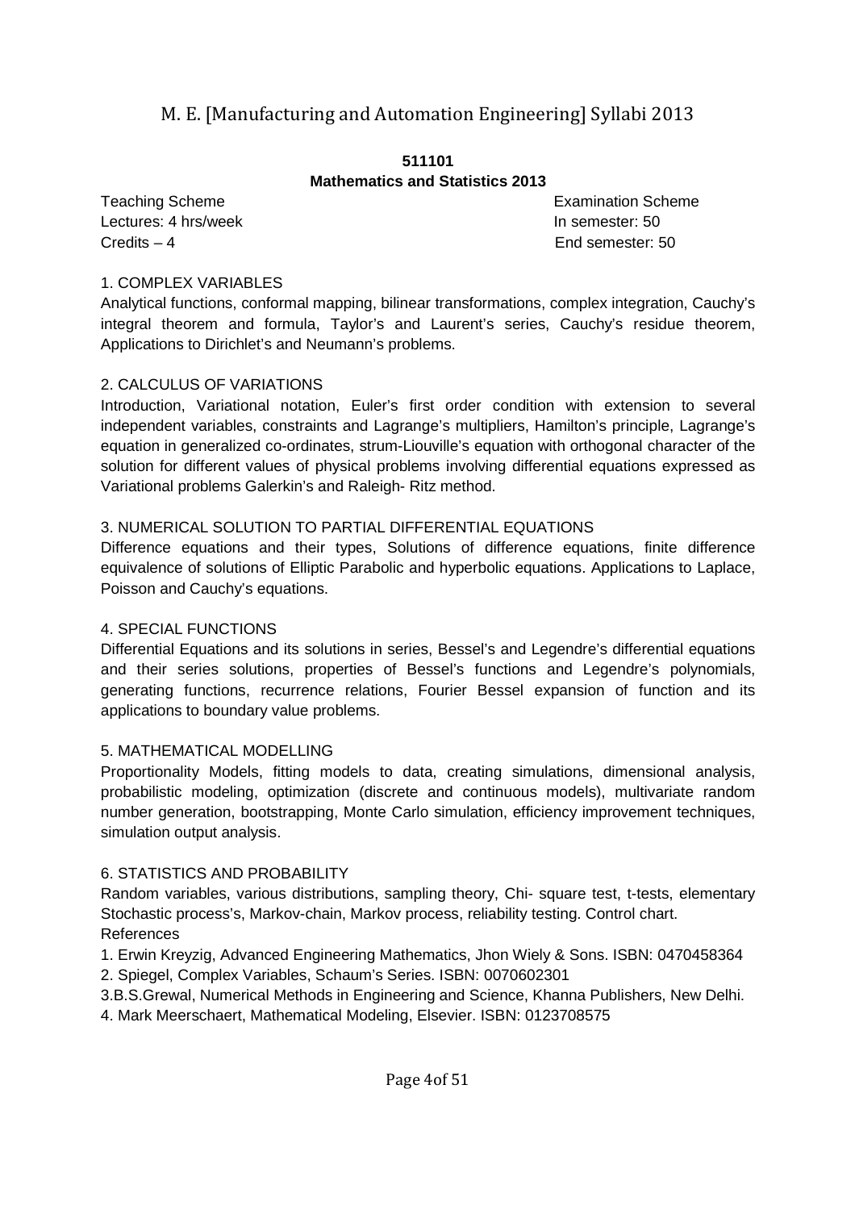# M. E. [Manufacturing and Automation Engineering] Syllabi 2013

## 511101
## Mathematics and Statistics 2013

Teaching Scheme
Lectures: 4 hrs/week
Credits – 4

Examination Scheme
In semester: 50
End semester: 50

### 1. COMPLEX VARIABLES

Analytical functions, conformal mapping, bilinear transformations, complex integration, Cauchy's integral theorem and formula, Taylor's and Laurent's series, Cauchy's residue theorem, Applications to Dirichlet's and Neumann's problems.

### 2. CALCULUS OF VARIATIONS

Introduction, Variational notation, Euler's first order condition with extension to several independent variables, constraints and Lagrange's multipliers, Hamilton's principle, Lagrange's equation in generalized co-ordinates, strum-Liouville's equation with orthogonal character of the solution for different values of physical problems involving differential equations expressed as Variational problems Galerkin's and Raleigh- Ritz method.

### 3. NUMERICAL SOLUTION TO PARTIAL DIFFERENTIAL EQUATIONS

Difference equations and their types, Solutions of difference equations, finite difference equivalence of solutions of Elliptic Parabolic and hyperbolic equations. Applications to Laplace, Poisson and Cauchy's equations.

### 4. SPECIAL FUNCTIONS

Differential Equations and its solutions in series, Bessel's and Legendre's differential equations and their series solutions, properties of Bessel's functions and Legendre's polynomials, generating functions, recurrence relations, Fourier Bessel expansion of function and its applications to boundary value problems.

### 5. MATHEMATICAL MODELLING

Proportionality Models, fitting models to data, creating simulations, dimensional analysis, probabilistic modeling, optimization (discrete and continuous models), multivariate random number generation, bootstrapping, Monte Carlo simulation, efficiency improvement techniques, simulation output analysis.

### 6. STATISTICS AND PROBABILITY

Random variables, various distributions, sampling theory, Chi- square test, t-tests, elementary Stochastic process's, Markov-chain, Markov process, reliability testing. Control chart.

References

1. Erwin Kreyzig, Advanced Engineering Mathematics, Jhon Wiely & Sons. ISBN: 0470458364
2. Spiegel, Complex Variables, Schaum's Series. ISBN: 0070602301
3. B.S.Grewal, Numerical Methods in Engineering and Science, Khanna Publishers, New Delhi.
4. Mark Meerschaert, Mathematical Modeling, Elsevier. ISBN: 0123708575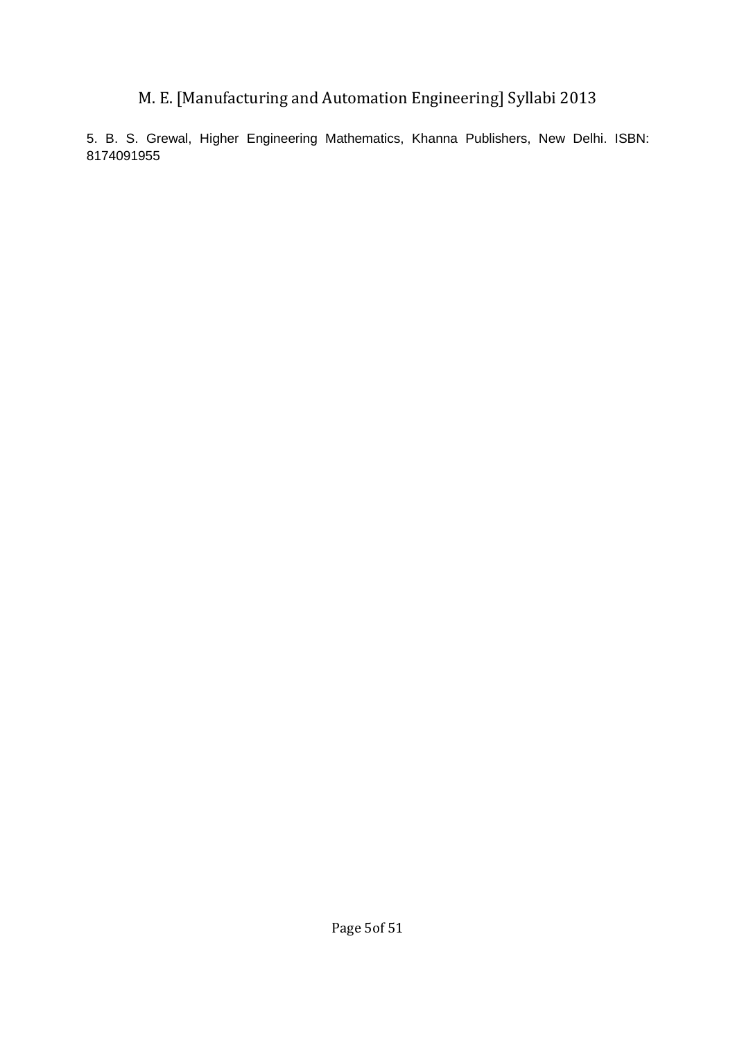5. B. S. Grewal, Higher Engineering Mathematics, Khanna Publishers, New Delhi. ISBN: 8174091955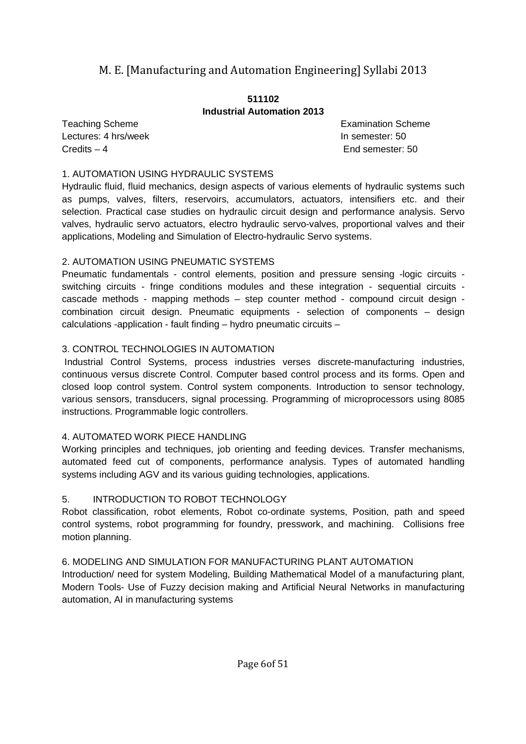**511102**

**Industrial Automation 2013**

Teaching Scheme
Lectures: 4 hrs/week
Credits – 4

Examination Scheme
In semester: 50
End semester: 50

1. AUTOMATION USING HYDRAULIC SYSTEMS

Hydraulic fluid, fluid mechanics, design aspects of various elements of hydraulic systems such as pumps, valves, filters, reservoirs, accumulators, actuators, intensifiers etc. and their selection. Practical case studies on hydraulic circuit design and performance analysis. Servo valves, hydraulic servo actuators, electro hydraulic servo-valves, proportional valves and their applications, Modeling and Simulation of Electro-hydraulic Servo systems.

2. AUTOMATION USING PNEUMATIC SYSTEMS

Pneumatic fundamentals - control elements, position and pressure sensing -logic circuits - switching circuits - fringe conditions modules and these integration - sequential circuits - cascade methods - mapping methods – step counter method - compound circuit design - combination circuit design. Pneumatic equipments - selection of components – design calculations -application - fault finding – hydro pneumatic circuits –

3. CONTROL TECHNOLOGIES IN AUTOMATION

Industrial Control Systems, process industries verses discrete-manufacturing industries, continuous versus discrete Control. Computer based control process and its forms. Open and closed loop control system. Control system components. Introduction to sensor technology, various sensors, transducers, signal processing. Programming of microprocessors using 8085 instructions. Programmable logic controllers.

4. AUTOMATED WORK PIECE HANDLING

Working principles and techniques, job orienting and feeding devices. Transfer mechanisms, automated feed cut of components, performance analysis. Types of automated handling systems including AGV and its various guiding technologies, applications.

5. INTRODUCTION TO ROBOT TECHNOLOGY

Robot classification, robot elements, Robot co-ordinate systems, Position, path and speed control systems, robot programming for foundry, presswork, and machining. Collisions free motion planning.

6. MODELING AND SIMULATION FOR MANUFACTURING PLANT AUTOMATION

Introduction/ need for system Modeling, Building Mathematical Model of a manufacturing plant, Modern Tools- Use of Fuzzy decision making and Artificial Neural Networks in manufacturing automation, AI in manufacturing systems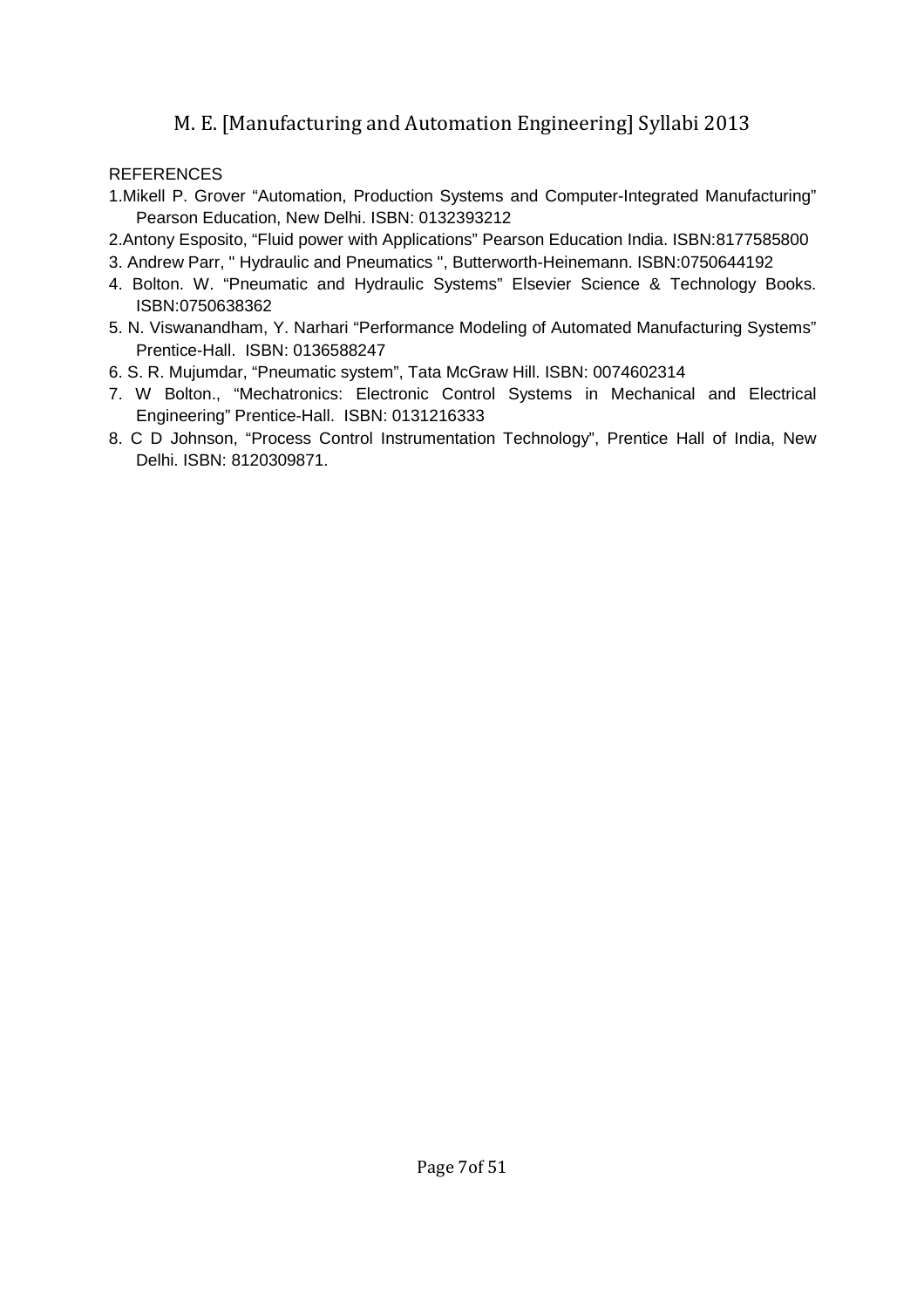REFERENCES

1. Mikell P. Grover "Automation, Production Systems and Computer-Integrated Manufacturing" Pearson Education, New Delhi. ISBN: 0132393212
2. Antony Esposito, "Fluid power with Applications" Pearson Education India. ISBN:8177585800
3. Andrew Parr, " Hydraulic and Pneumatics ", Butterworth-Heinemann. ISBN:0750644192
4. Bolton. W. "Pneumatic and Hydraulic Systems" Elsevier Science & Technology Books. ISBN:0750638362
5. N. Viswanandham, Y. Narhari "Performance Modeling of Automated Manufacturing Systems" Prentice-Hall. ISBN: 0136588247
6. S. R. Mujumdar, "Pneumatic system", Tata McGraw Hill. ISBN: 0074602314
7. W Bolton., "Mechatronics: Electronic Control Systems in Mechanical and Electrical Engineering" Prentice-Hall. ISBN: 0131216333
8. C D Johnson, "Process Control Instrumentation Technology", Prentice Hall of India, New Delhi. ISBN: 8120309871.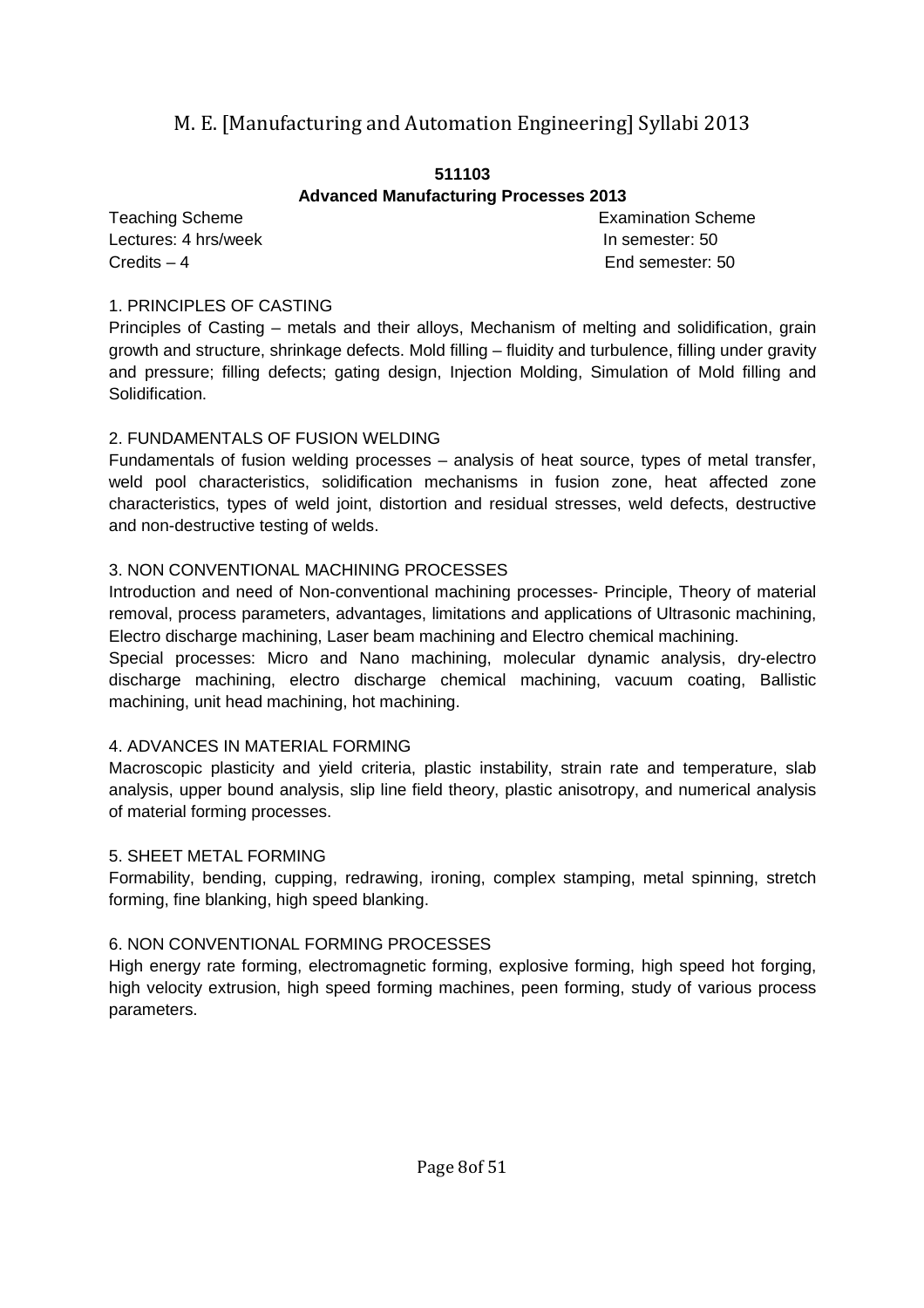**511103**

**Advanced Manufacturing Processes 2013**

| Teaching Scheme | Examination Scheme |
|---|---|
| Lectures: 4 hrs/week | In semester: 50 |
| Credits – 4 | End semester: 50 |

## 1. PRINCIPLES OF CASTING

Principles of Casting – metals and their alloys, Mechanism of melting and solidification, grain growth and structure, shrinkage defects. Mold filling – fluidity and turbulence, filling under gravity and pressure; filling defects; gating design, Injection Molding, Simulation of Mold filling and Solidification.

## 2. FUNDAMENTALS OF FUSION WELDING

Fundamentals of fusion welding processes – analysis of heat source, types of metal transfer, weld pool characteristics, solidification mechanisms in fusion zone, heat affected zone characteristics, types of weld joint, distortion and residual stresses, weld defects, destructive and non-destructive testing of welds.

## 3. NON CONVENTIONAL MACHINING PROCESSES

Introduction and need of Non-conventional machining processes- Principle, Theory of material removal, process parameters, advantages, limitations and applications of Ultrasonic machining, Electro discharge machining, Laser beam machining and Electro chemical machining.

Special processes: Micro and Nano machining, molecular dynamic analysis, dry-electro discharge machining, electro discharge chemical machining, vacuum coating, Ballistic machining, unit head machining, hot machining.

## 4. ADVANCES IN MATERIAL FORMING

Macroscopic plasticity and yield criteria, plastic instability, strain rate and temperature, slab analysis, upper bound analysis, slip line field theory, plastic anisotropy, and numerical analysis of material forming processes.

## 5. SHEET METAL FORMING

Formability, bending, cupping, redrawing, ironing, complex stamping, metal spinning, stretch forming, fine blanking, high speed blanking.

## 6. NON CONVENTIONAL FORMING PROCESSES

High energy rate forming, electromagnetic forming, explosive forming, high speed hot forging, high velocity extrusion, high speed forming machines, peen forming, study of various process parameters.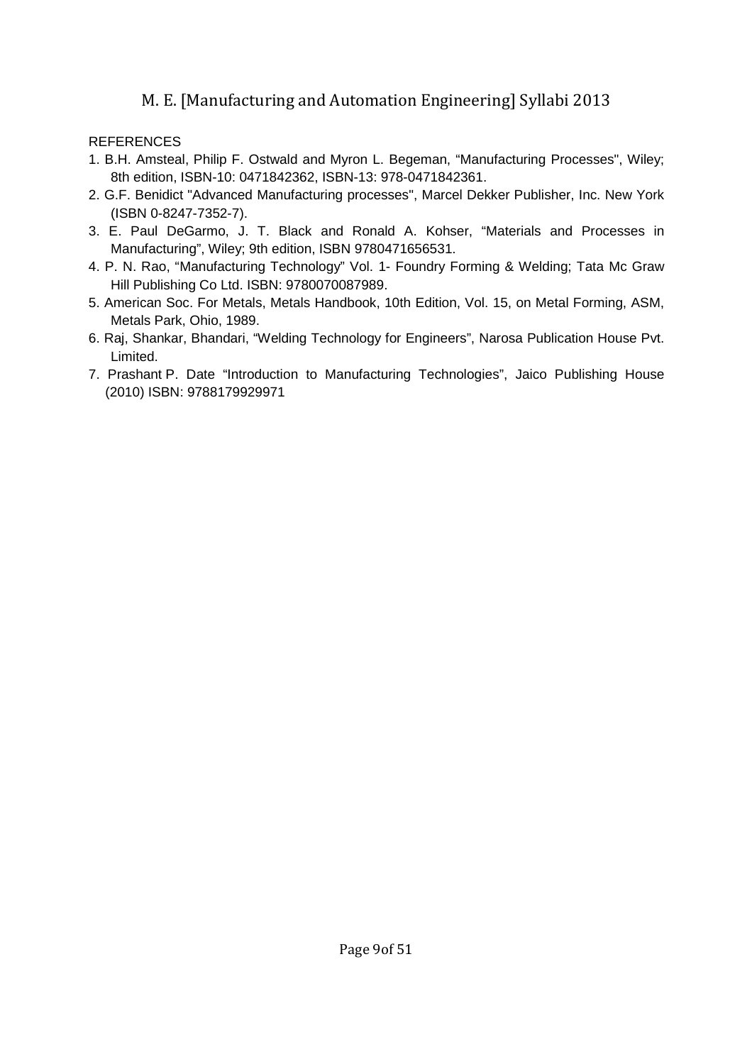REFERENCES

1. B.H. Amsteal, Philip F. Ostwald and Myron L. Begeman, “Manufacturing Processes", Wiley; 8th edition, ISBN-10: 0471842362, ISBN-13: 978-0471842361.
2. G.F. Benidict "Advanced Manufacturing processes", Marcel Dekker Publisher, Inc. New York (ISBN 0-8247-7352-7).
3. E. Paul DeGarmo, J. T. Black and Ronald A. Kohser, “Materials and Processes in Manufacturing”, Wiley; 9th edition, ISBN 9780471656531.
4. P. N. Rao, “Manufacturing Technology” Vol. 1- Foundry Forming & Welding; Tata Mc Graw Hill Publishing Co Ltd. ISBN: 9780070087989.
5. American Soc. For Metals, Metals Handbook, 10th Edition, Vol. 15, on Metal Forming, ASM, Metals Park, Ohio, 1989.
6. Raj, Shankar, Bhandari, “Welding Technology for Engineers”, Narosa Publication House Pvt. Limited.
7. Prashant P. Date “Introduction to Manufacturing Technologies”, Jaico Publishing House (2010) ISBN: 9788179929971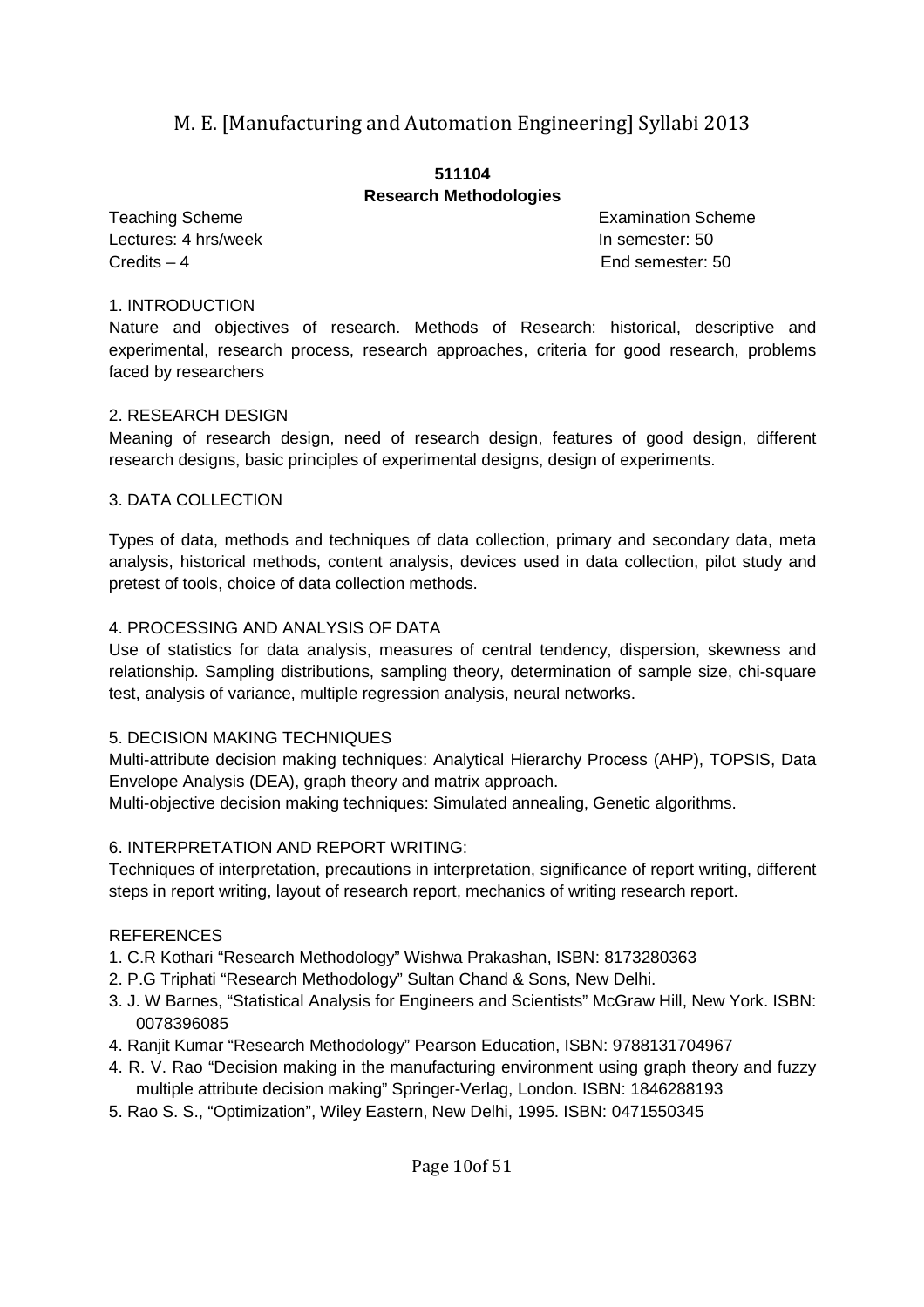## 511104
## Research Methodologies

| Teaching Scheme | Examination Scheme |
|---|---|
| Lectures: 4 hrs/week | In semester: 50 |
| Credits – 4 | End semester: 50 |

### 1. INTRODUCTION

Nature and objectives of research. Methods of Research: historical, descriptive and experimental, research process, research approaches, criteria for good research, problems faced by researchers

### 2. RESEARCH DESIGN

Meaning of research design, need of research design, features of good design, different research designs, basic principles of experimental designs, design of experiments.

### 3. DATA COLLECTION

Types of data, methods and techniques of data collection, primary and secondary data, meta analysis, historical methods, content analysis, devices used in data collection, pilot study and pretest of tools, choice of data collection methods.

### 4. PROCESSING AND ANALYSIS OF DATA

Use of statistics for data analysis, measures of central tendency, dispersion, skewness and relationship. Sampling distributions, sampling theory, determination of sample size, chi-square test, analysis of variance, multiple regression analysis, neural networks.

### 5. DECISION MAKING TECHNIQUES

Multi-attribute decision making techniques: Analytical Hierarchy Process (AHP), TOPSIS, Data Envelope Analysis (DEA), graph theory and matrix approach.

Multi-objective decision making techniques: Simulated annealing, Genetic algorithms.

### 6. INTERPRETATION AND REPORT WRITING:

Techniques of interpretation, precautions in interpretation, significance of report writing, different steps in report writing, layout of research report, mechanics of writing research report.

### REFERENCES

1. C.R Kothari "Research Methodology" Wishwa Prakashan, ISBN: 8173280363
2. P.G Triphati "Research Methodology" Sultan Chand & Sons, New Delhi.
3. J. W Barnes, "Statistical Analysis for Engineers and Scientists" McGraw Hill, New York. ISBN: 0078396085
4. Ranjit Kumar "Research Methodology" Pearson Education, ISBN: 9788131704967
4. R. V. Rao "Decision making in the manufacturing environment using graph theory and fuzzy multiple attribute decision making" Springer-Verlag, London. ISBN: 1846288193
5. Rao S. S., "Optimization", Wiley Eastern, New Delhi, 1995. ISBN: 0471550345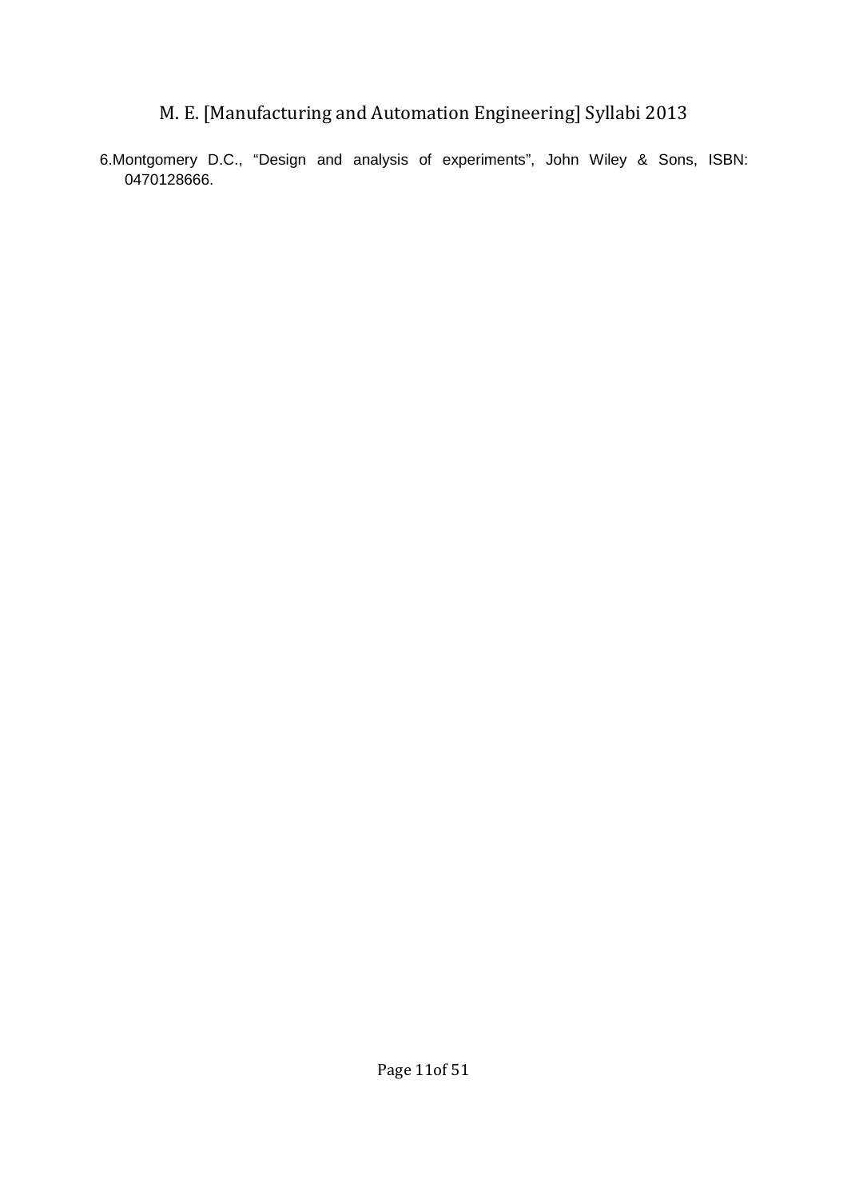6. Montgomery D.C., “Design and analysis of experiments”, John Wiley & Sons, ISBN: 0470128666.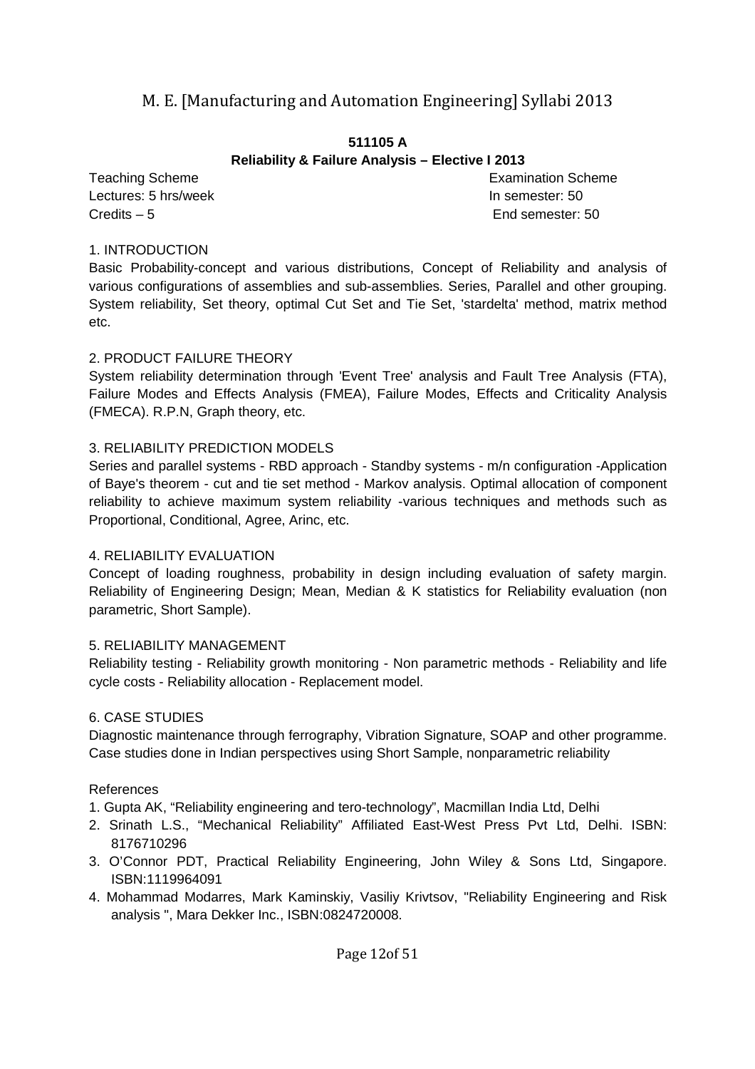**511105 A**

**Reliability & Failure Analysis – Elective I 2013**

| Teaching Scheme | Examination Scheme |
|---|---|
| Lectures: 5 hrs/week | In semester: 50 |
| Credits – 5 | End semester: 50 |

1. INTRODUCTION

Basic Probability-concept and various distributions, Concept of Reliability and analysis of various configurations of assemblies and sub-assemblies. Series, Parallel and other grouping. System reliability, Set theory, optimal Cut Set and Tie Set, 'stardelta' method, matrix method etc.

2. PRODUCT FAILURE THEORY

System reliability determination through 'Event Tree' analysis and Fault Tree Analysis (FTA), Failure Modes and Effects Analysis (FMEA), Failure Modes, Effects and Criticality Analysis (FMECA). R.P.N, Graph theory, etc.

3. RELIABILITY PREDICTION MODELS

Series and parallel systems - RBD approach - Standby systems - m/n configuration -Application of Baye's theorem - cut and tie set method - Markov analysis. Optimal allocation of component reliability to achieve maximum system reliability -various techniques and methods such as Proportional, Conditional, Agree, Arinc, etc.

4. RELIABILITY EVALUATION

Concept of loading roughness, probability in design including evaluation of safety margin. Reliability of Engineering Design; Mean, Median & K statistics for Reliability evaluation (non parametric, Short Sample).

5. RELIABILITY MANAGEMENT

Reliability testing - Reliability growth monitoring - Non parametric methods - Reliability and life cycle costs - Reliability allocation - Replacement model.

6. CASE STUDIES

Diagnostic maintenance through ferrography, Vibration Signature, SOAP and other programme. Case studies done in Indian perspectives using Short Sample, nonparametric reliability

References

1. Gupta AK, "Reliability engineering and tero-technology", Macmillan India Ltd, Delhi
2. Srinath L.S., "Mechanical Reliability" Affiliated East-West Press Pvt Ltd, Delhi. ISBN: 8176710296
3. O'Connor PDT, Practical Reliability Engineering, John Wiley & Sons Ltd, Singapore. ISBN:1119964091
4. Mohammad Modarres, Mark Kaminskiy, Vasiliy Krivtsov, "Reliability Engineering and Risk analysis ", Mara Dekker Inc., ISBN:0824720008.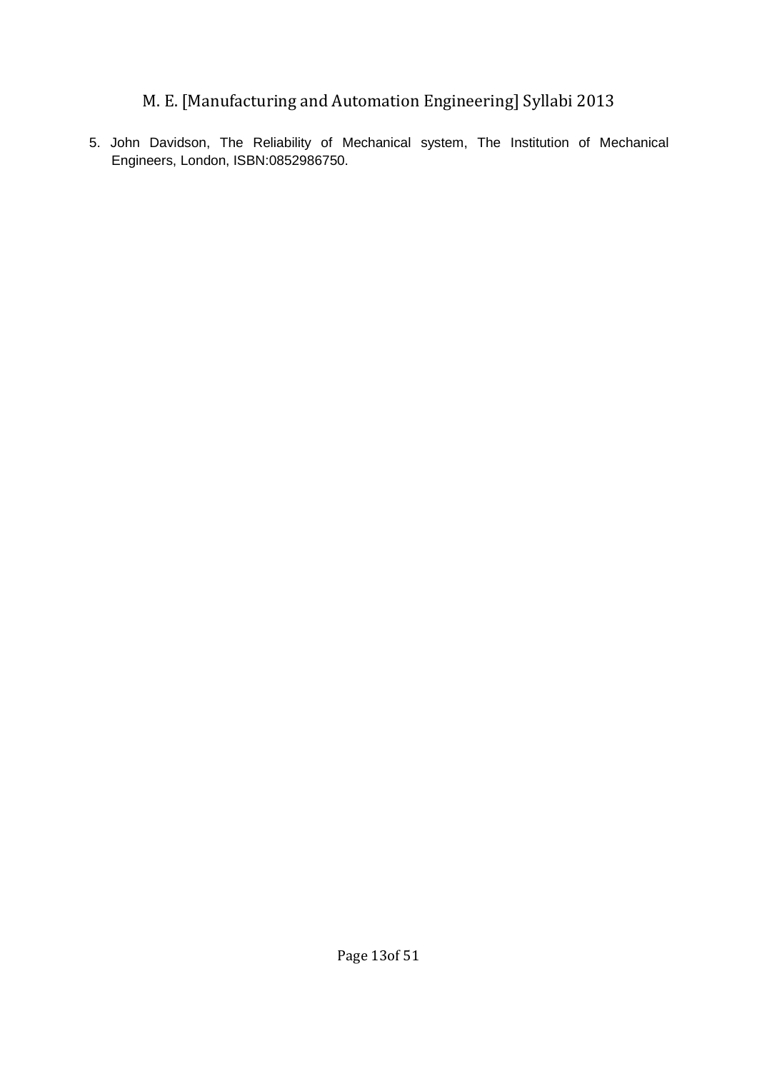5. John Davidson, The Reliability of Mechanical system, The Institution of Mechanical Engineers, London, ISBN:0852986750.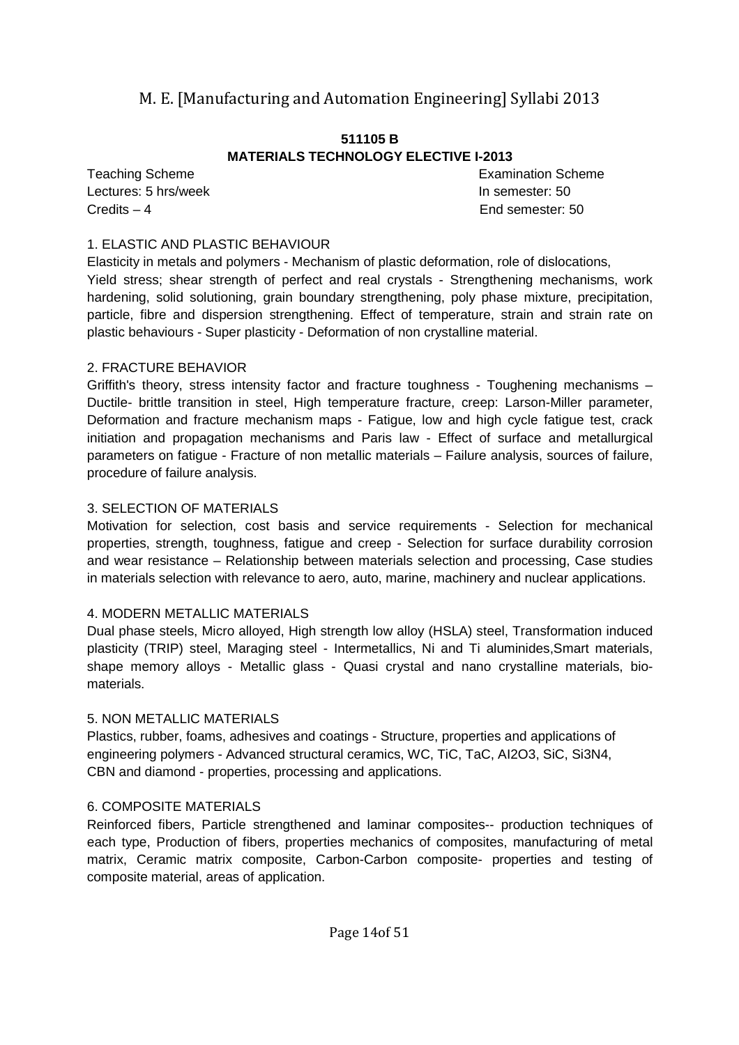**511105 B**

**MATERIALS TECHNOLOGY ELECTIVE I-2013**

| Teaching Scheme | Examination Scheme |
|---|---|
| Lectures: 5 hrs/week | In semester: 50 |
| Credits – 4 | End semester: 50 |

1. ELASTIC AND PLASTIC BEHAVIOUR

Elasticity in metals and polymers - Mechanism of plastic deformation, role of dislocations, Yield stress; shear strength of perfect and real crystals - Strengthening mechanisms, work hardening, solid solutioning, grain boundary strengthening, poly phase mixture, precipitation, particle, fibre and dispersion strengthening. Effect of temperature, strain and strain rate on plastic behaviours - Super plasticity - Deformation of non crystalline material.

2. FRACTURE BEHAVIOR

Griffith's theory, stress intensity factor and fracture toughness - Toughening mechanisms – Ductile- brittle transition in steel, High temperature fracture, creep: Larson-Miller parameter, Deformation and fracture mechanism maps - Fatigue, low and high cycle fatigue test, crack initiation and propagation mechanisms and Paris law - Effect of surface and metallurgical parameters on fatigue - Fracture of non metallic materials – Failure analysis, sources of failure, procedure of failure analysis.

3. SELECTION OF MATERIALS

Motivation for selection, cost basis and service requirements - Selection for mechanical properties, strength, toughness, fatigue and creep - Selection for surface durability corrosion and wear resistance – Relationship between materials selection and processing, Case studies in materials selection with relevance to aero, auto, marine, machinery and nuclear applications.

4. MODERN METALLIC MATERIALS

Dual phase steels, Micro alloyed, High strength low alloy (HSLA) steel, Transformation induced plasticity (TRIP) steel, Maraging steel - Intermetallics, Ni and Ti aluminides,Smart materials, shape memory alloys - Metallic glass - Quasi crystal and nano crystalline materials, bio-materials.

5. NON METALLIC MATERIALS

Plastics, rubber, foams, adhesives and coatings - Structure, properties and applications of engineering polymers - Advanced structural ceramics, WC, TiC, TaC, $Al_2O_3$, SiC, $Si_3N_4$, CBN and diamond - properties, processing and applications.

6. COMPOSITE MATERIALS

Reinforced fibers, Particle strengthened and laminar composites-- production techniques of each type, Production of fibers, properties mechanics of composites, manufacturing of metal matrix, Ceramic matrix composite, Carbon-Carbon composite- properties and testing of composite material, areas of application.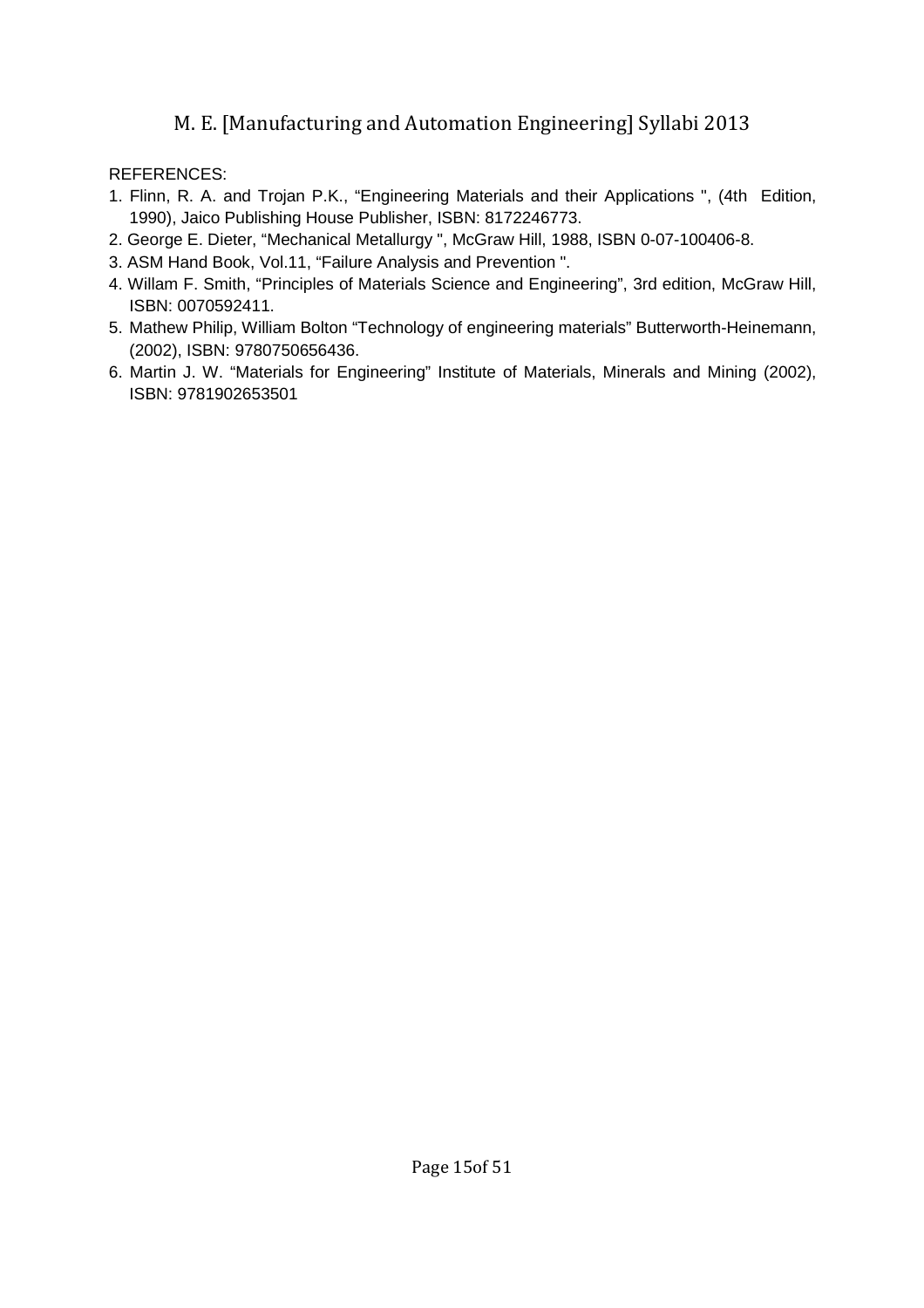REFERENCES:

1. Flinn, R. A. and Trojan P.K., “Engineering Materials and their Applications ", (4th Edition, 1990), Jaico Publishing House Publisher, ISBN: 8172246773.
2. George E. Dieter, “Mechanical Metallurgy ", McGraw Hill, 1988, ISBN 0-07-100406-8.
3. ASM Hand Book, Vol.11, “Failure Analysis and Prevention ".
4. Willam F. Smith, “Principles of Materials Science and Engineering”, 3rd edition, McGraw Hill, ISBN: 0070592411.
5. Mathew Philip, William Bolton “Technology of engineering materials” Butterworth-Heinemann, (2002), ISBN: 9780750656436.
6. Martin J. W. “Materials for Engineering” Institute of Materials, Minerals and Mining (2002), ISBN: 9781902653501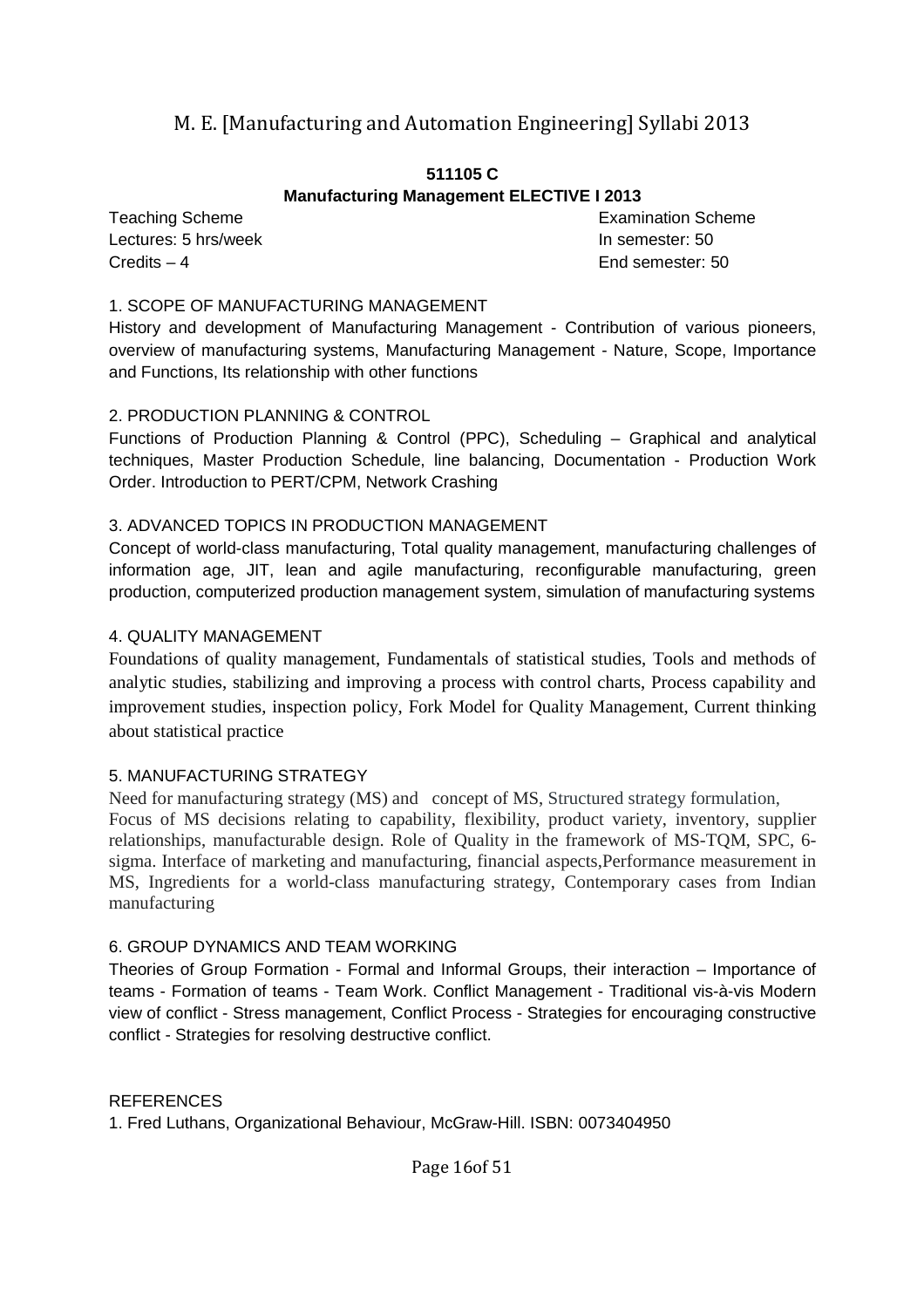# M. E. [Manufacturing and Automation Engineering] Syllabi 2013

**511105 C**

**Manufacturing Management ELECTIVE I 2013**

| Teaching Scheme | Examination Scheme |
|---|---|
| Lectures: 5 hrs/week | In semester: 50 |
| Credits – 4 | End semester: 50 |

### 1. SCOPE OF MANUFACTURING MANAGEMENT

History and development of Manufacturing Management - Contribution of various pioneers, overview of manufacturing systems, Manufacturing Management - Nature, Scope, Importance and Functions, Its relationship with other functions

### 2. PRODUCTION PLANNING & CONTROL

Functions of Production Planning & Control (PPC), Scheduling – Graphical and analytical techniques, Master Production Schedule, line balancing, Documentation - Production Work Order. Introduction to PERT/CPM, Network Crashing

### 3. ADVANCED TOPICS IN PRODUCTION MANAGEMENT

Concept of world-class manufacturing, Total quality management, manufacturing challenges of information age, JIT, lean and agile manufacturing, reconfigurable manufacturing, green production, computerized production management system, simulation of manufacturing systems

### 4. QUALITY MANAGEMENT

Foundations of quality management, Fundamentals of statistical studies, Tools and methods of analytic studies, stabilizing and improving a process with control charts, Process capability and improvement studies, inspection policy, Fork Model for Quality Management, Current thinking about statistical practice

### 5. MANUFACTURING STRATEGY

Need for manufacturing strategy (MS) and concept of MS, Structured strategy formulation, Focus of MS decisions relating to capability, flexibility, product variety, inventory, supplier relationships, manufacturable design. Role of Quality in the framework of MS-TQM, SPC, 6-sigma. Interface of marketing and manufacturing, financial aspects,Performance measurement in MS, Ingredients for a world-class manufacturing strategy, Contemporary cases from Indian manufacturing

### 6. GROUP DYNAMICS AND TEAM WORKING

Theories of Group Formation - Formal and Informal Groups, their interaction – Importance of teams - Formation of teams - Team Work. Conflict Management - Traditional vis-à-vis Modern view of conflict - Stress management, Conflict Process - Strategies for encouraging constructive conflict - Strategies for resolving destructive conflict.

### REFERENCES

1. Fred Luthans, Organizational Behaviour, McGraw-Hill. ISBN: 0073404950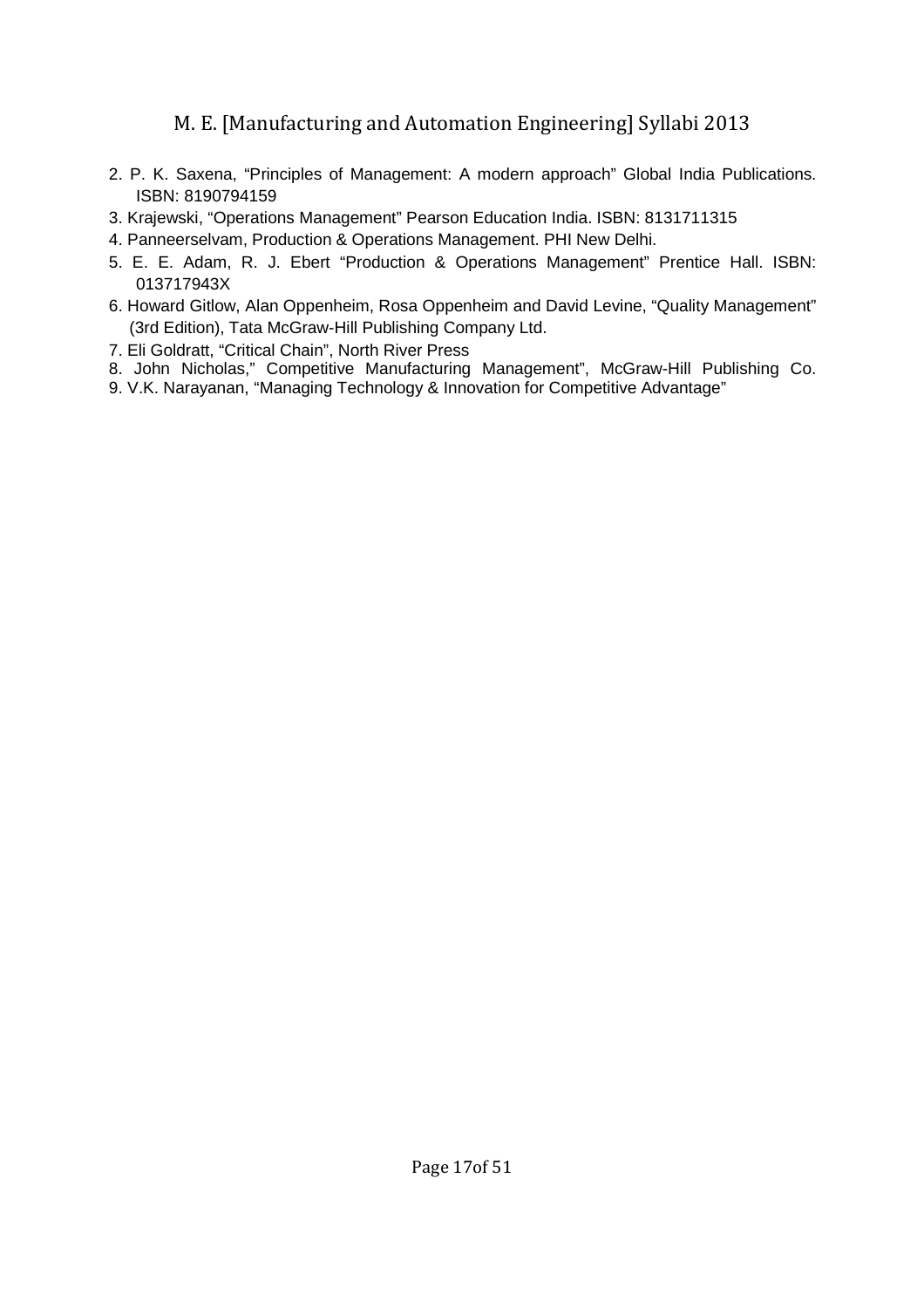2. P. K. Saxena, "Principles of Management: A modern approach" Global India Publications. ISBN: 8190794159
3. Krajewski, "Operations Management" Pearson Education India. ISBN: 8131711315
4. Panneerselvam, Production & Operations Management. PHI New Delhi.
5. E. E. Adam, R. J. Ebert "Production & Operations Management" Prentice Hall. ISBN: 013717943X
6. Howard Gitlow, Alan Oppenheim, Rosa Oppenheim and David Levine, "Quality Management" (3rd Edition), Tata McGraw-Hill Publishing Company Ltd.
7. Eli Goldratt, "Critical Chain", North River Press
8. John Nicholas," Competitive Manufacturing Management", McGraw-Hill Publishing Co.
9. V.K. Narayanan, "Managing Technology & Innovation for Competitive Advantage"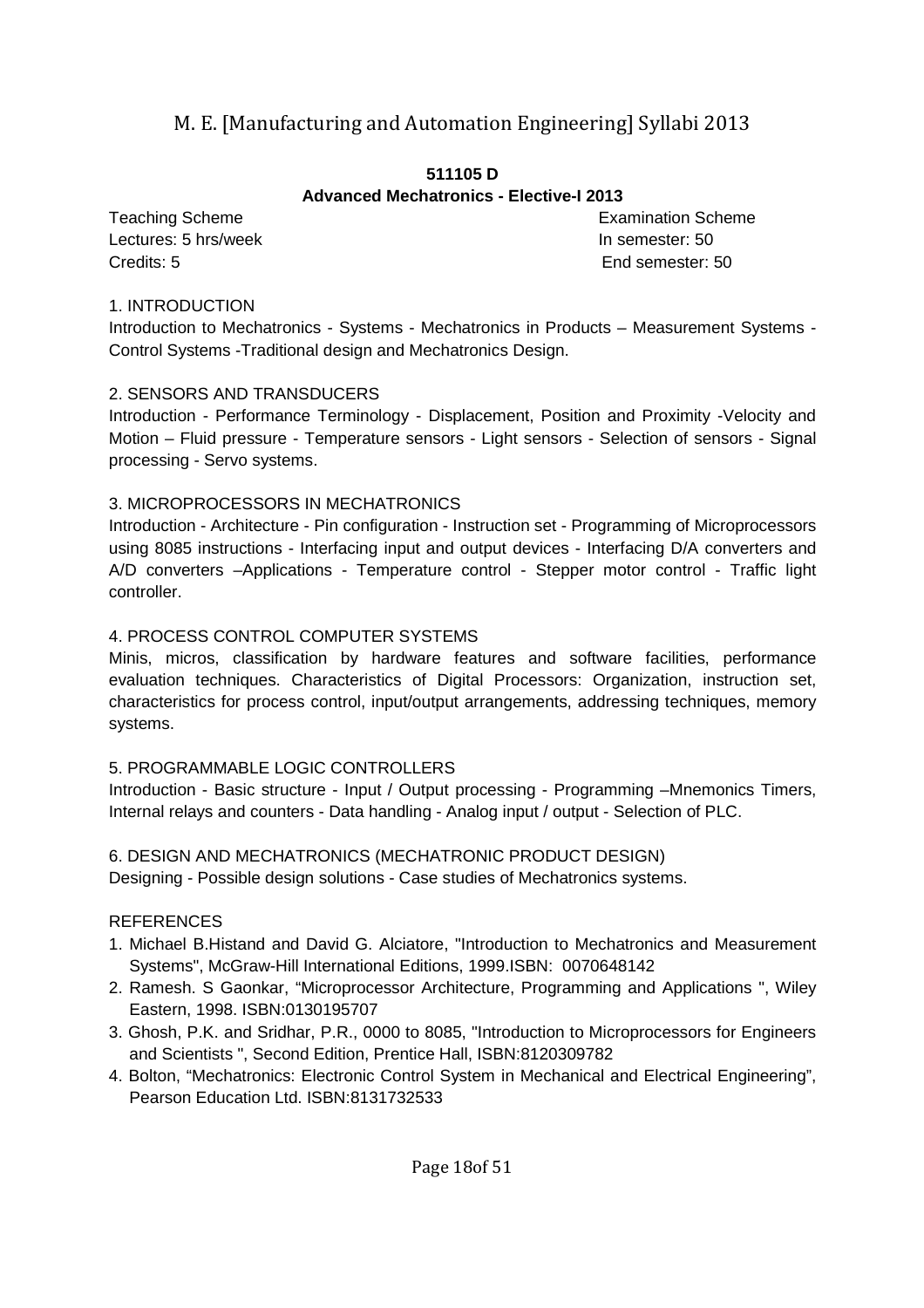## 511105 D

## Advanced Mechatronics - Elective-I 2013

Teaching Scheme
Lectures: 5 hrs/week
Credits: 5

Examination Scheme
In semester: 50
End semester: 50

1. INTRODUCTION

Introduction to Mechatronics - Systems - Mechatronics in Products – Measurement Systems - Control Systems -Traditional design and Mechatronics Design.

2. SENSORS AND TRANSDUCERS

Introduction - Performance Terminology - Displacement, Position and Proximity -Velocity and Motion – Fluid pressure - Temperature sensors - Light sensors - Selection of sensors - Signal processing - Servo systems.

3. MICROPROCESSORS IN MECHATRONICS

Introduction - Architecture - Pin configuration - Instruction set - Programming of Microprocessors using 8085 instructions - Interfacing input and output devices - Interfacing D/A converters and A/D converters –Applications - Temperature control - Stepper motor control - Traffic light controller.

4. PROCESS CONTROL COMPUTER SYSTEMS

Minis, micros, classification by hardware features and software facilities, performance evaluation techniques. Characteristics of Digital Processors: Organization, instruction set, characteristics for process control, input/output arrangements, addressing techniques, memory systems.

5. PROGRAMMABLE LOGIC CONTROLLERS

Introduction - Basic structure - Input / Output processing - Programming –Mnemonics Timers, Internal relays and counters - Data handling - Analog input / output - Selection of PLC.

6. DESIGN AND MECHATRONICS (MECHATRONIC PRODUCT DESIGN)

Designing - Possible design solutions - Case studies of Mechatronics systems.

REFERENCES

1. Michael B.Histand and David G. Alciatore, "Introduction to Mechatronics and Measurement Systems", McGraw-Hill International Editions, 1999.ISBN: 0070648142
2. Ramesh. S Gaonkar, “Microprocessor Architecture, Programming and Applications ", Wiley Eastern, 1998. ISBN:0130195707
3. Ghosh, P.K. and Sridhar, P.R., 0000 to 8085, "Introduction to Microprocessors for Engineers and Scientists ", Second Edition, Prentice Hall, ISBN:8120309782
4. Bolton, “Mechatronics: Electronic Control System in Mechanical and Electrical Engineering”, Pearson Education Ltd. ISBN:8131732533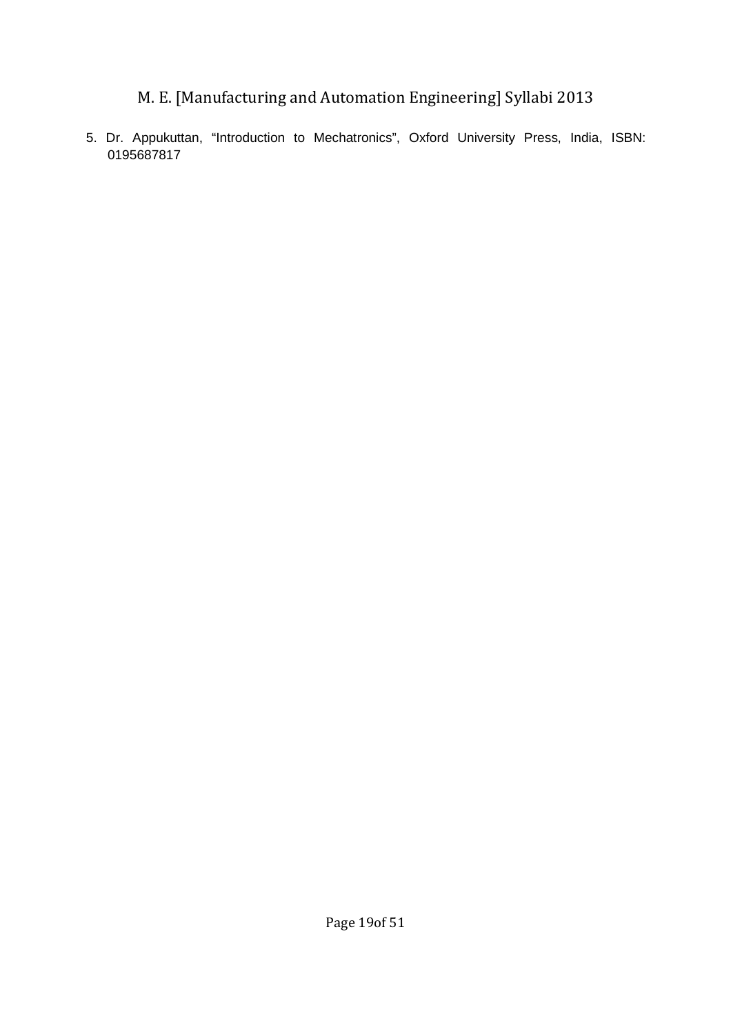5. Dr. Appukuttan, “Introduction to Mechatronics”, Oxford University Press, India, ISBN: 0195687817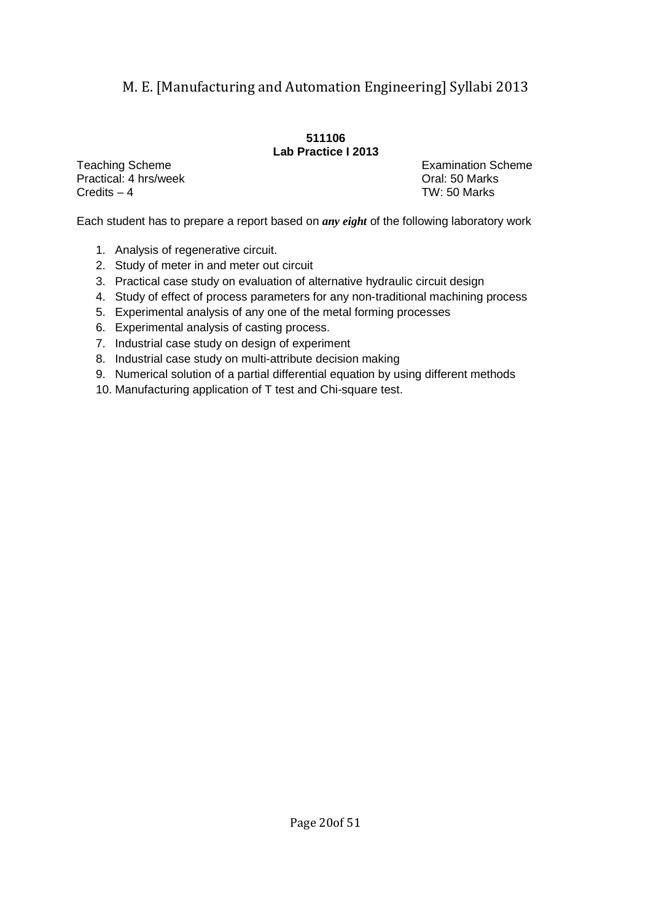**511106**
**Lab Practice I 2013**

Teaching Scheme
Practical: 4 hrs/week
Credits – 4

Examination Scheme
Oral: 50 Marks
TW: 50 Marks

Each student has to prepare a report based on ***any eight*** of the following laboratory work

1. Analysis of regenerative circuit.
2. Study of meter in and meter out circuit
3. Practical case study on evaluation of alternative hydraulic circuit design
4. Study of effect of process parameters for any non-traditional machining process
5. Experimental analysis of any one of the metal forming processes
6. Experimental analysis of casting process.
7. Industrial case study on design of experiment
8. Industrial case study on multi-attribute decision making
9. Numerical solution of a partial differential equation by using different methods
10. Manufacturing application of T test and Chi-square test.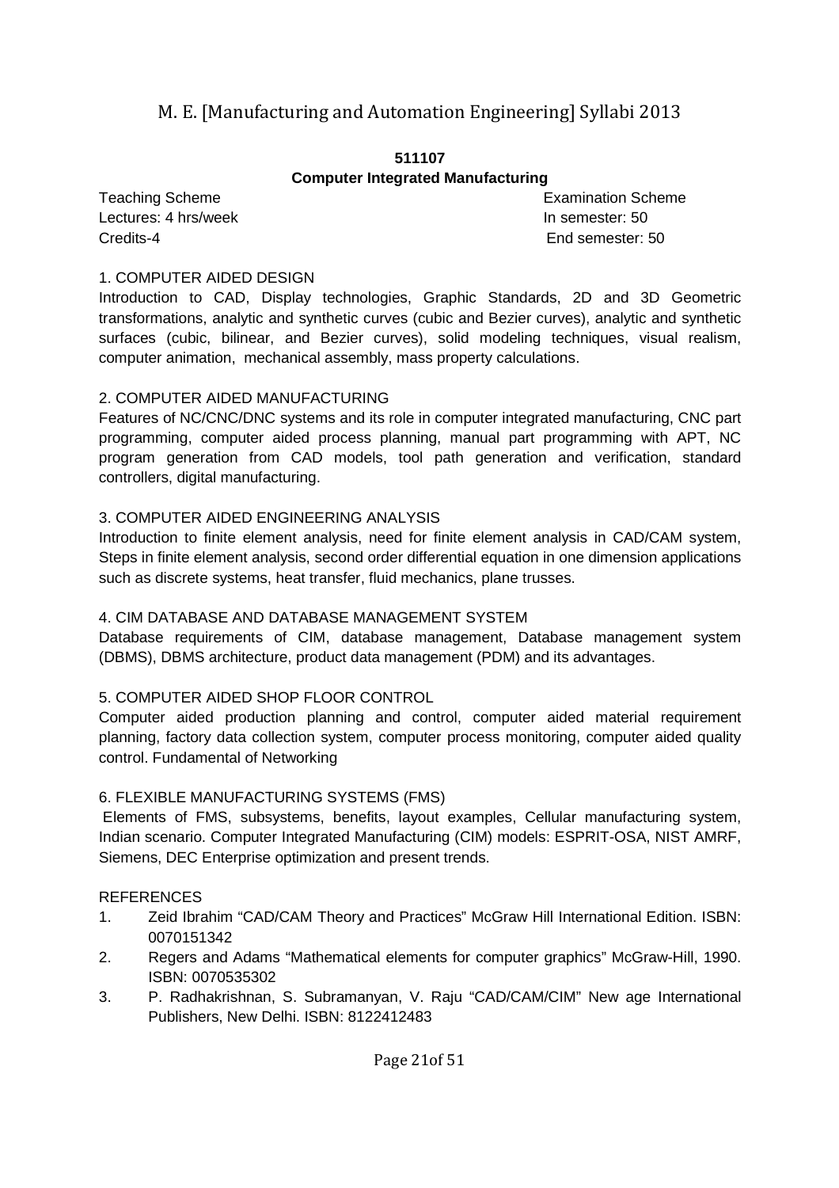**511107**

**Computer Integrated Manufacturing**

| Teaching Scheme | Examination Scheme |
| --- | --- |
| Lectures: 4 hrs/week | In semester: 50 |
| Credits-4 | End semester: 50 |

1. COMPUTER AIDED DESIGN

Introduction to CAD, Display technologies, Graphic Standards, 2D and 3D Geometric transformations, analytic and synthetic curves (cubic and Bezier curves), analytic and synthetic surfaces (cubic, bilinear, and Bezier curves), solid modeling techniques, visual realism, computer animation, mechanical assembly, mass property calculations.

2. COMPUTER AIDED MANUFACTURING

Features of NC/CNC/DNC systems and its role in computer integrated manufacturing, CNC part programming, computer aided process planning, manual part programming with APT, NC program generation from CAD models, tool path generation and verification, standard controllers, digital manufacturing.

3. COMPUTER AIDED ENGINEERING ANALYSIS

Introduction to finite element analysis, need for finite element analysis in CAD/CAM system, Steps in finite element analysis, second order differential equation in one dimension applications such as discrete systems, heat transfer, fluid mechanics, plane trusses.

4. CIM DATABASE AND DATABASE MANAGEMENT SYSTEM

Database requirements of CIM, database management, Database management system (DBMS), DBMS architecture, product data management (PDM) and its advantages.

5. COMPUTER AIDED SHOP FLOOR CONTROL

Computer aided production planning and control, computer aided material requirement planning, factory data collection system, computer process monitoring, computer aided quality control. Fundamental of Networking

6. FLEXIBLE MANUFACTURING SYSTEMS (FMS)

Elements of FMS, subsystems, benefits, layout examples, Cellular manufacturing system, Indian scenario. Computer Integrated Manufacturing (CIM) models: ESPRIT-OSA, NIST AMRF, Siemens, DEC Enterprise optimization and present trends.

REFERENCES

1. Zeid Ibrahim “CAD/CAM Theory and Practices” McGraw Hill International Edition. ISBN: 0070151342
2. Regers and Adams “Mathematical elements for computer graphics” McGraw-Hill, 1990. ISBN: 0070535302
3. P. Radhakrishnan, S. Subramanyan, V. Raju “CAD/CAM/CIM” New age International Publishers, New Delhi. ISBN: 8122412483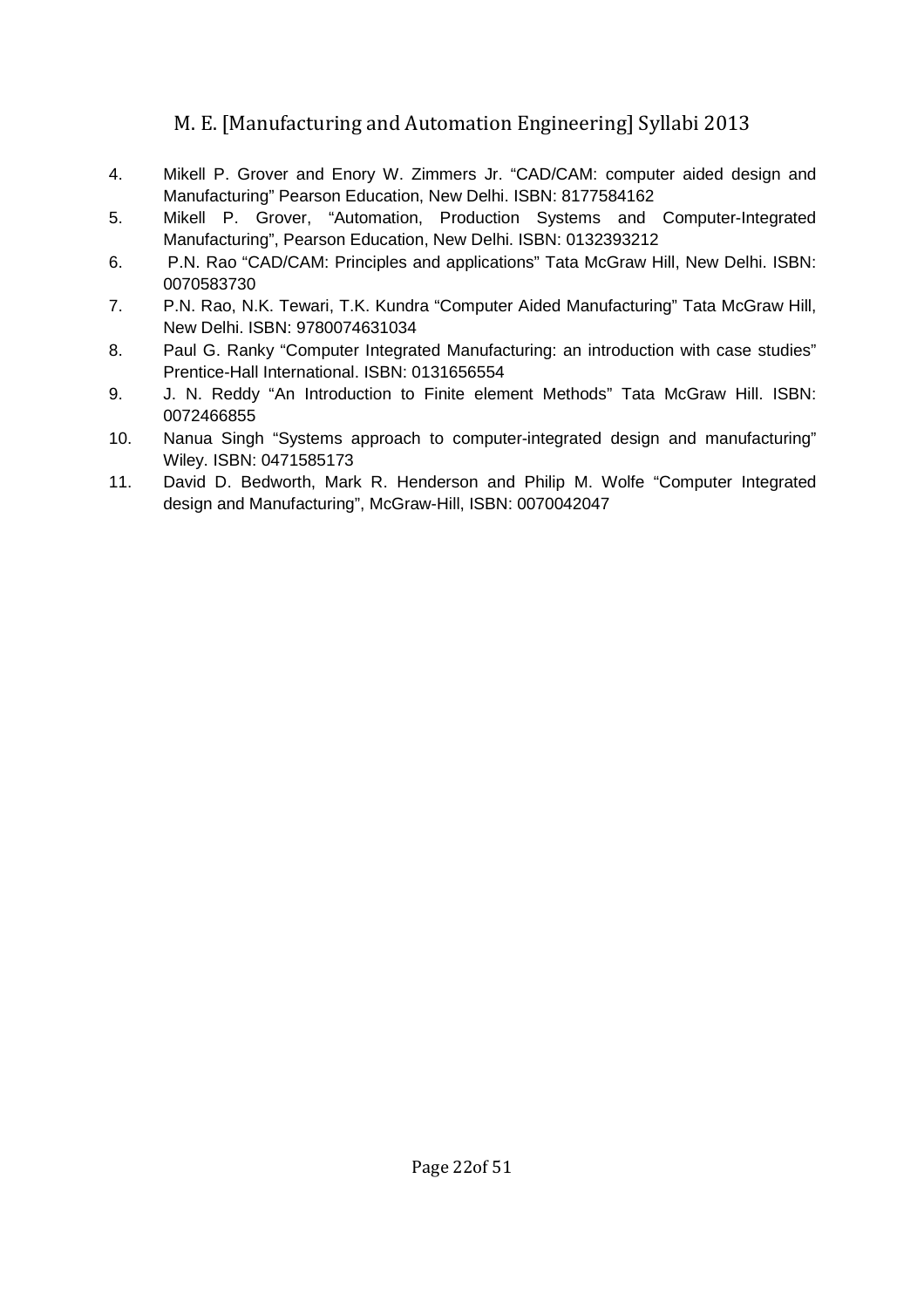4. Mikell P. Grover and Enory W. Zimmers Jr. “CAD/CAM: computer aided design and Manufacturing” Pearson Education, New Delhi. ISBN: 8177584162
5. Mikell P. Grover, “Automation, Production Systems and Computer-Integrated Manufacturing”, Pearson Education, New Delhi. ISBN: 0132393212
6. P.N. Rao “CAD/CAM: Principles and applications” Tata McGraw Hill, New Delhi. ISBN: 0070583730
7. P.N. Rao, N.K. Tewari, T.K. Kundra “Computer Aided Manufacturing” Tata McGraw Hill, New Delhi. ISBN: 9780074631034
8. Paul G. Ranky “Computer Integrated Manufacturing: an introduction with case studies” Prentice-Hall International. ISBN: 0131656554
9. J. N. Reddy “An Introduction to Finite element Methods” Tata McGraw Hill. ISBN: 0072466855
10. Nanua Singh “Systems approach to computer-integrated design and manufacturing” Wiley. ISBN: 0471585173
11. David D. Bedworth, Mark R. Henderson and Philip M. Wolfe “Computer Integrated design and Manufacturing”, McGraw-Hill, ISBN: 0070042047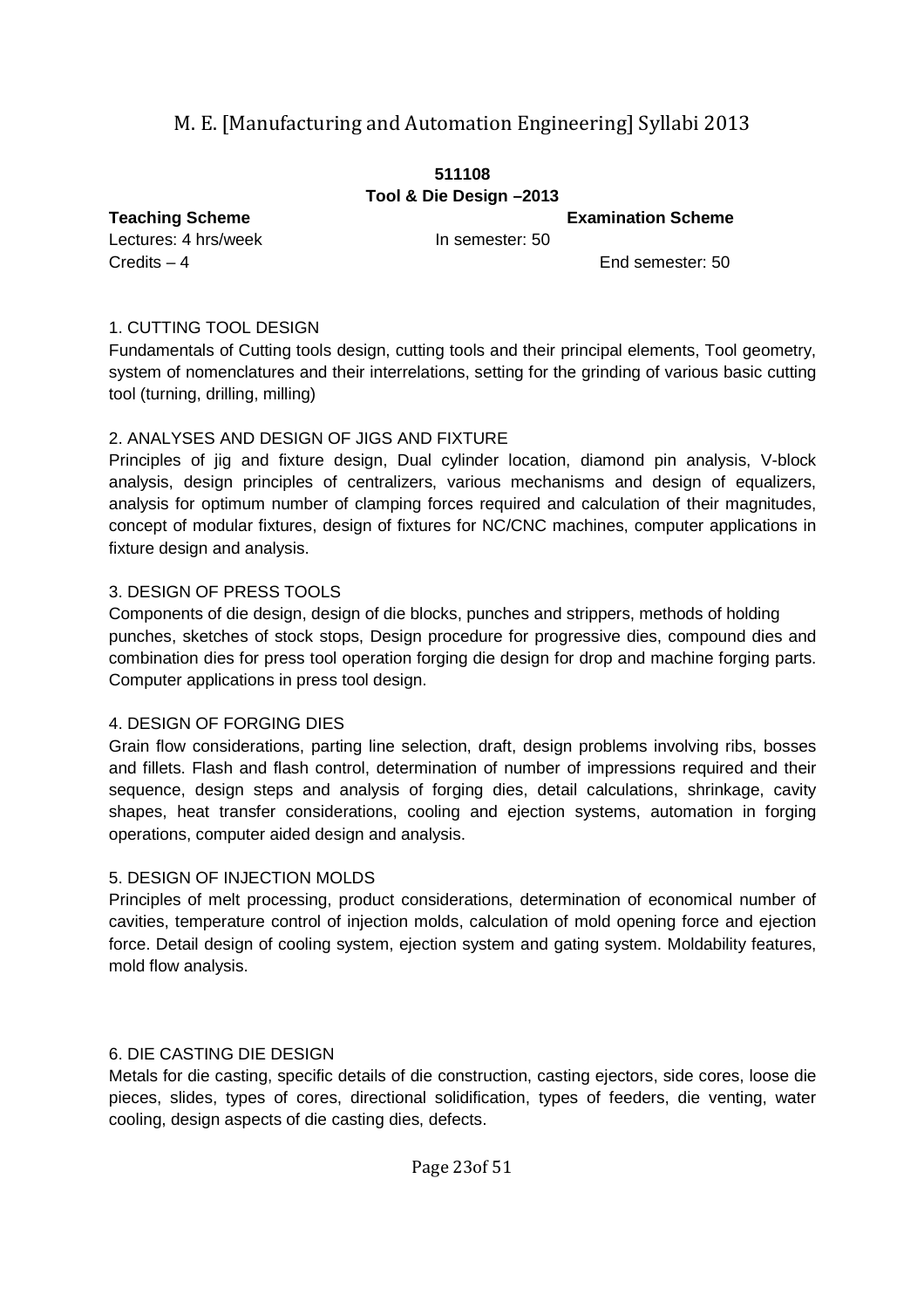**511108**
**Tool & Die Design –2013**

**Teaching Scheme** | **Examination Scheme**

Lectures: 4 hrs/week | In semester: 50

Credits – 4 | End semester: 50

1. CUTTING TOOL DESIGN

Fundamentals of Cutting tools design, cutting tools and their principal elements, Tool geometry, system of nomenclatures and their interrelations, setting for the grinding of various basic cutting tool (turning, drilling, milling)

2. ANALYSES AND DESIGN OF JIGS AND FIXTURE

Principles of jig and fixture design, Dual cylinder location, diamond pin analysis, V-block analysis, design principles of centralizers, various mechanisms and design of equalizers, analysis for optimum number of clamping forces required and calculation of their magnitudes, concept of modular fixtures, design of fixtures for NC/CNC machines, computer applications in fixture design and analysis.

3. DESIGN OF PRESS TOOLS

Components of die design, design of die blocks, punches and strippers, methods of holding punches, sketches of stock stops, Design procedure for progressive dies, compound dies and combination dies for press tool operation forging die design for drop and machine forging parts. Computer applications in press tool design.

4. DESIGN OF FORGING DIES

Grain flow considerations, parting line selection, draft, design problems involving ribs, bosses and fillets. Flash and flash control, determination of number of impressions required and their sequence, design steps and analysis of forging dies, detail calculations, shrinkage, cavity shapes, heat transfer considerations, cooling and ejection systems, automation in forging operations, computer aided design and analysis.

5. DESIGN OF INJECTION MOLDS

Principles of melt processing, product considerations, determination of economical number of cavities, temperature control of injection molds, calculation of mold opening force and ejection force. Detail design of cooling system, ejection system and gating system. Moldability features, mold flow analysis.

6. DIE CASTING DIE DESIGN

Metals for die casting, specific details of die construction, casting ejectors, side cores, loose die pieces, slides, types of cores, directional solidification, types of feeders, die venting, water cooling, design aspects of die casting dies, defects.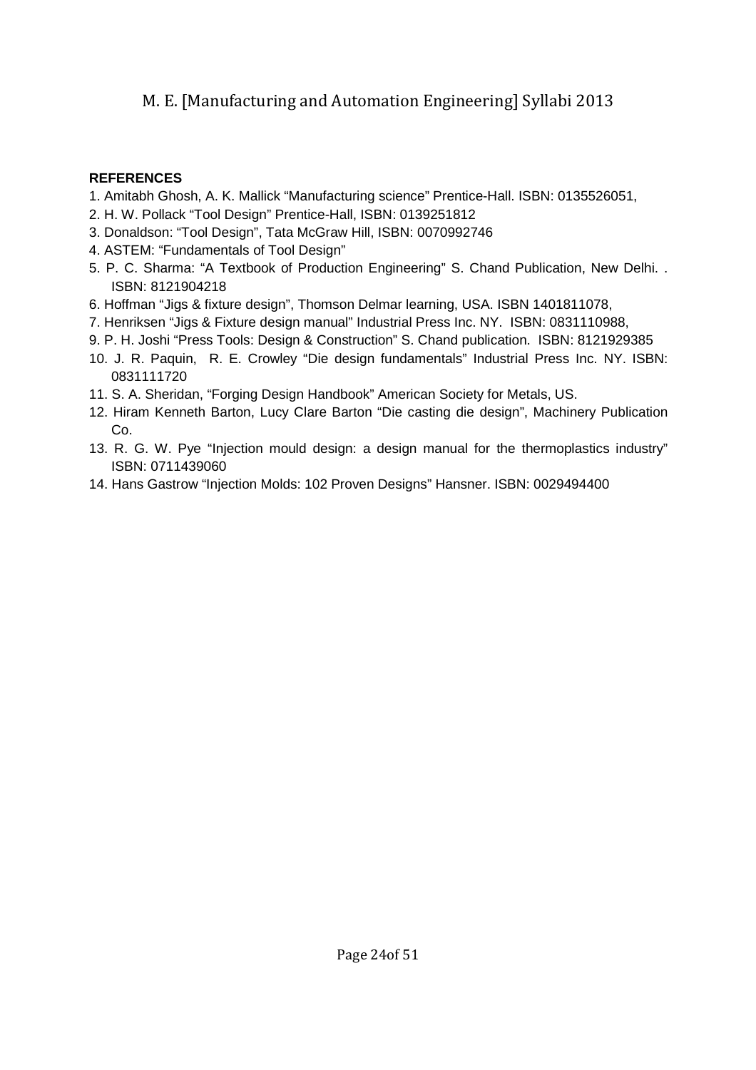**REFERENCES**

1. Amitabh Ghosh, A. K. Mallick “Manufacturing science” Prentice-Hall. ISBN: 0135526051,
2. H. W. Pollack “Tool Design” Prentice-Hall, ISBN: 0139251812
3. Donaldson: “Tool Design”, Tata McGraw Hill, ISBN: 0070992746
4. ASTEM: “Fundamentals of Tool Design”
5. P. C. Sharma: “A Textbook of Production Engineering” S. Chand Publication, New Delhi. . ISBN: 8121904218
6. Hoffman “Jigs & fixture design”, Thomson Delmar learning, USA. ISBN 1401811078,
7. Henriksen “Jigs & Fixture design manual” Industrial Press Inc. NY. ISBN: 0831110988,
9. P. H. Joshi “Press Tools: Design & Construction” S. Chand publication. ISBN: 8121929385
10. J. R. Paquin, R. E. Crowley “Die design fundamentals” Industrial Press Inc. NY. ISBN: 0831111720
11. S. A. Sheridan, “Forging Design Handbook” American Society for Metals, US.
12. Hiram Kenneth Barton, Lucy Clare Barton “Die casting die design”, Machinery Publication Co.
13. R. G. W. Pye “Injection mould design: a design manual for the thermoplastics industry” ISBN: 0711439060
14. Hans Gastrow “Injection Molds: 102 Proven Designs” Hansner. ISBN: 0029494400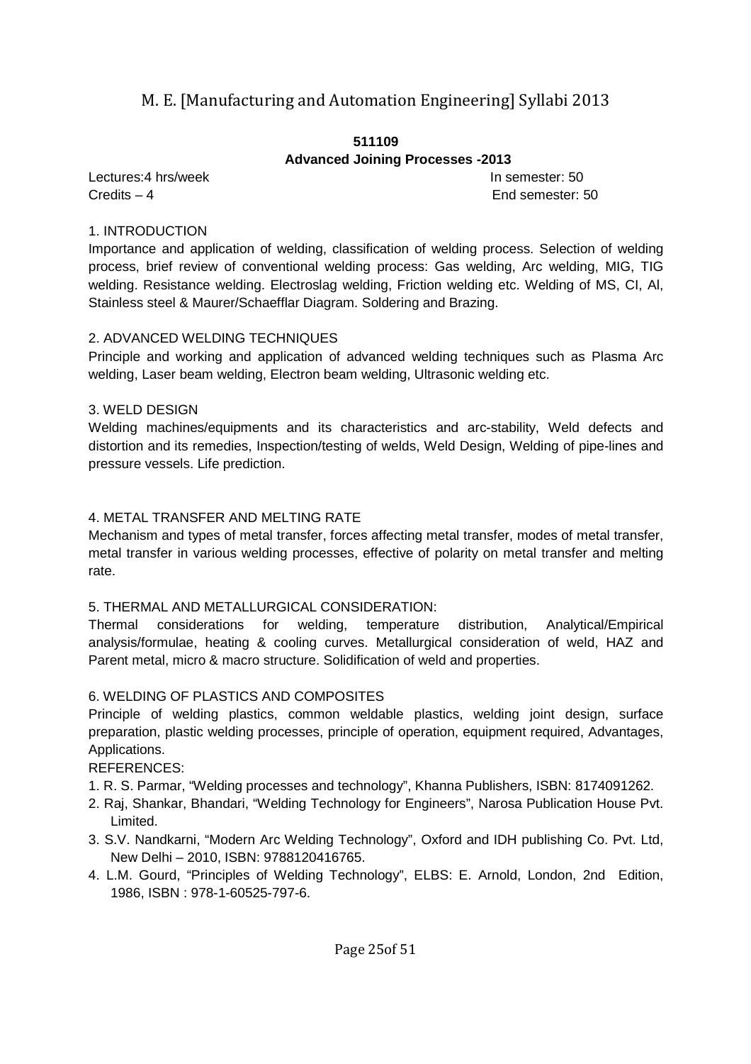## 511109

## Advanced Joining Processes -2013

Lectures:4 hrs/week In semester: 50

Credits – 4 End semester: 50

### 1. INTRODUCTION

Importance and application of welding, classification of welding process. Selection of welding process, brief review of conventional welding process: Gas welding, Arc welding, MIG, TIG welding. Resistance welding. Electroslag welding, Friction welding etc. Welding of MS, CI, Al, Stainless steel & Maurer/Schaefflar Diagram. Soldering and Brazing.

### 2. ADVANCED WELDING TECHNIQUES

Principle and working and application of advanced welding techniques such as Plasma Arc welding, Laser beam welding, Electron beam welding, Ultrasonic welding etc.

### 3. WELD DESIGN

Welding machines/equipments and its characteristics and arc-stability, Weld defects and distortion and its remedies, Inspection/testing of welds, Weld Design, Welding of pipe-lines and pressure vessels. Life prediction.

### 4. METAL TRANSFER AND MELTING RATE

Mechanism and types of metal transfer, forces affecting metal transfer, modes of metal transfer, metal transfer in various welding processes, effective of polarity on metal transfer and melting rate.

### 5. THERMAL AND METALLURGICAL CONSIDERATION:

Thermal considerations for welding, temperature distribution, Analytical/Empirical analysis/formulae, heating & cooling curves. Metallurgical consideration of weld, HAZ and Parent metal, micro & macro structure. Solidification of weld and properties.

### 6. WELDING OF PLASTICS AND COMPOSITES

Principle of welding plastics, common weldable plastics, welding joint design, surface preparation, plastic welding processes, principle of operation, equipment required, Advantages, Applications.

REFERENCES:

1. R. S. Parmar, "Welding processes and technology", Khanna Publishers, ISBN: 8174091262.
2. Raj, Shankar, Bhandari, "Welding Technology for Engineers", Narosa Publication House Pvt. Limited.
3. S.V. Nandkarni, "Modern Arc Welding Technology", Oxford and IDH publishing Co. Pvt. Ltd, New Delhi – 2010, ISBN: 9788120416765.
4. L.M. Gourd, "Principles of Welding Technology", ELBS: E. Arnold, London, 2nd Edition, 1986, ISBN : 978-1-60525-797-6.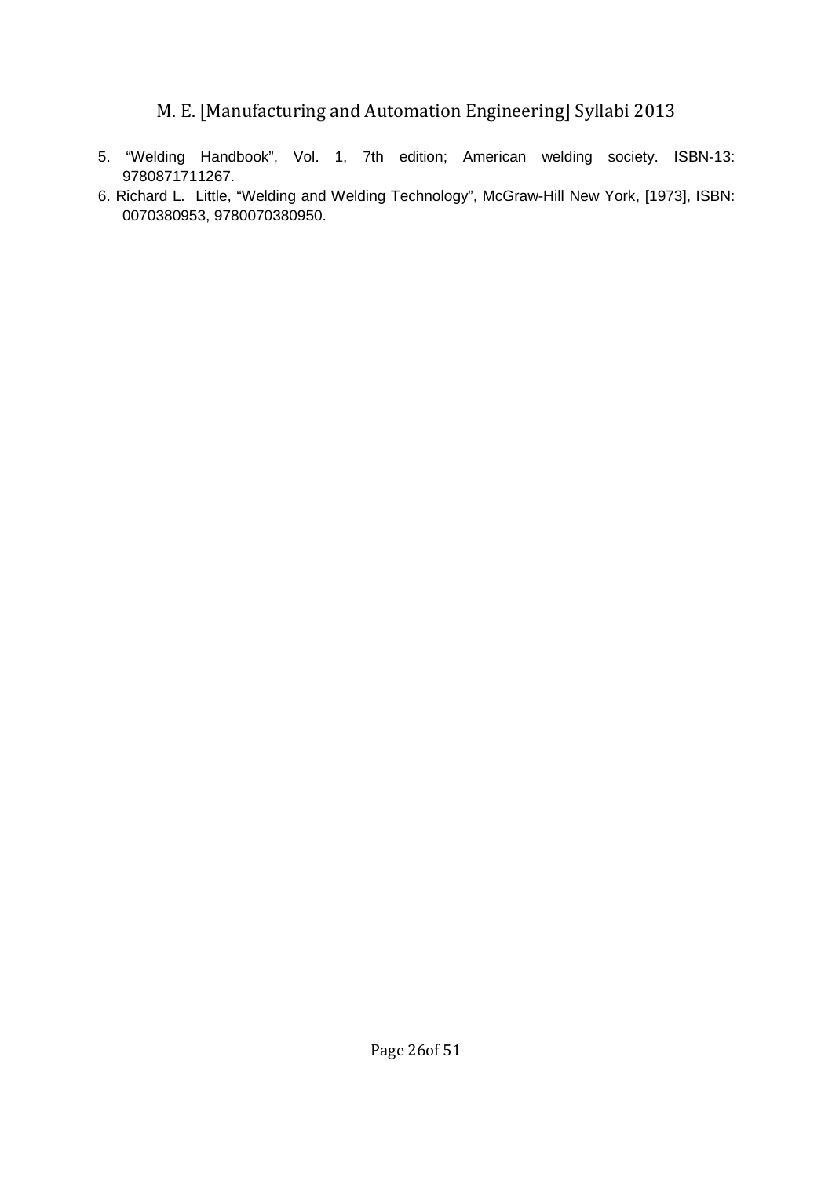5. "Welding Handbook", Vol. 1, 7th edition; American welding society. ISBN-13: 9780871711267.
6. Richard L. Little, "Welding and Welding Technology", McGraw-Hill New York, [1973], ISBN: 0070380953, 9780070380950.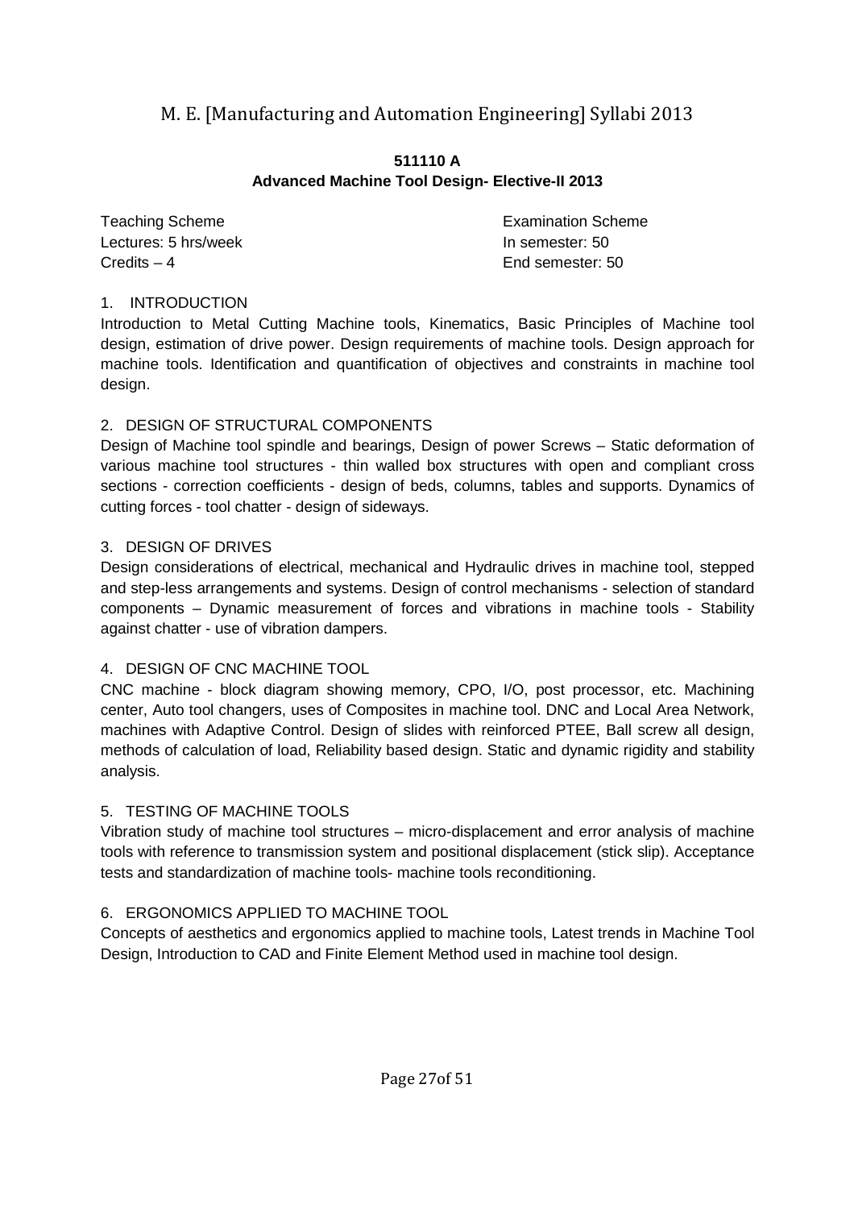**511110 A**

**Advanced Machine Tool Design- Elective-II 2013**

Teaching Scheme
Lectures: 5 hrs/week
Credits – 4

Examination Scheme
In semester: 50
End semester: 50

1. INTRODUCTION

Introduction to Metal Cutting Machine tools, Kinematics, Basic Principles of Machine tool design, estimation of drive power. Design requirements of machine tools. Design approach for machine tools. Identification and quantification of objectives and constraints in machine tool design.

2. DESIGN OF STRUCTURAL COMPONENTS

Design of Machine tool spindle and bearings, Design of power Screws – Static deformation of various machine tool structures - thin walled box structures with open and compliant cross sections - correction coefficients - design of beds, columns, tables and supports. Dynamics of cutting forces - tool chatter - design of sideways.

3. DESIGN OF DRIVES

Design considerations of electrical, mechanical and Hydraulic drives in machine tool, stepped and step-less arrangements and systems. Design of control mechanisms - selection of standard components – Dynamic measurement of forces and vibrations in machine tools - Stability against chatter - use of vibration dampers.

4. DESIGN OF CNC MACHINE TOOL

CNC machine - block diagram showing memory, CPO, I/O, post processor, etc. Machining center, Auto tool changers, uses of Composites in machine tool. DNC and Local Area Network, machines with Adaptive Control. Design of slides with reinforced PTEE, Ball screw all design, methods of calculation of load, Reliability based design. Static and dynamic rigidity and stability analysis.

5. TESTING OF MACHINE TOOLS

Vibration study of machine tool structures – micro-displacement and error analysis of machine tools with reference to transmission system and positional displacement (stick slip). Acceptance tests and standardization of machine tools- machine tools reconditioning.

6. ERGONOMICS APPLIED TO MACHINE TOOL

Concepts of aesthetics and ergonomics applied to machine tools, Latest trends in Machine Tool Design, Introduction to CAD and Finite Element Method used in machine tool design.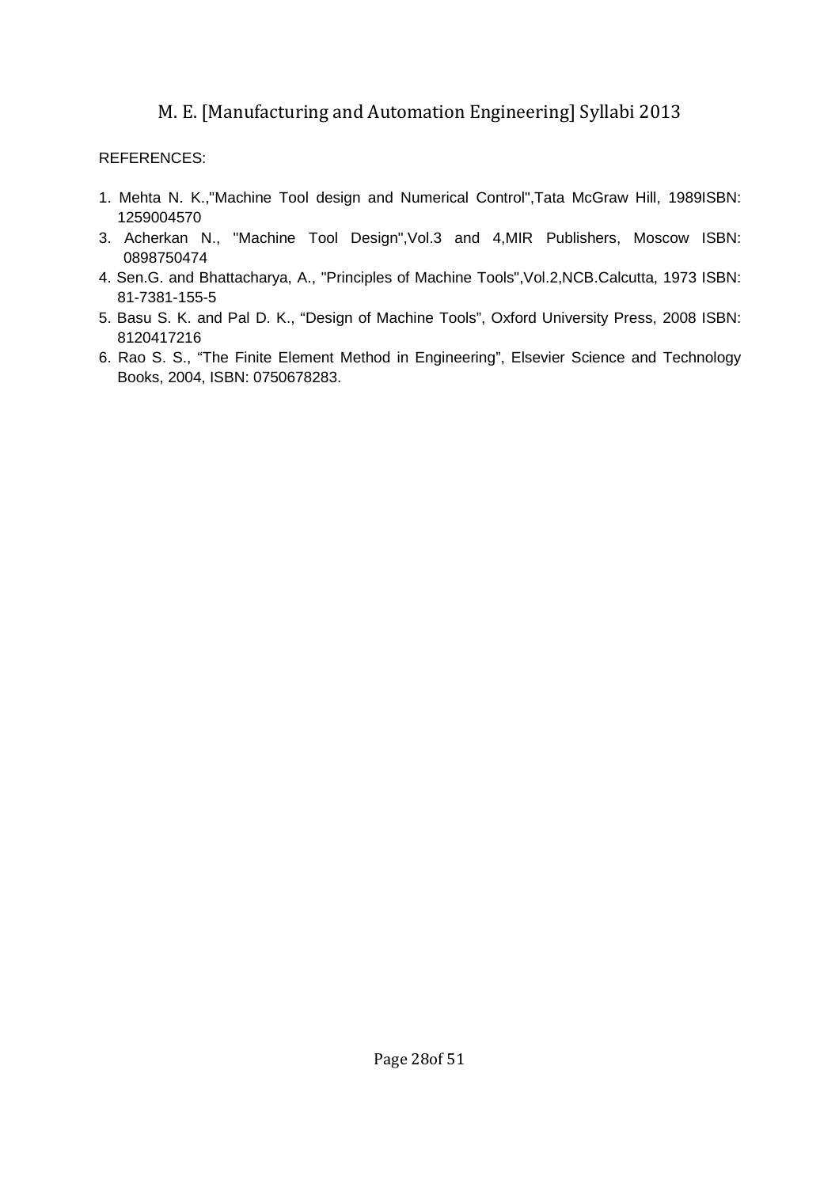REFERENCES:

1. Mehta N. K.,"Machine Tool design and Numerical Control",Tata McGraw Hill, 1989ISBN: 1259004570
3. Acherkan N., "Machine Tool Design",Vol.3 and 4,MIR Publishers, Moscow ISBN: 0898750474
4. Sen.G. and Bhattacharya, A., "Principles of Machine Tools",Vol.2,NCB.Calcutta, 1973 ISBN: 81-7381-155-5
5. Basu S. K. and Pal D. K., "Design of Machine Tools", Oxford University Press, 2008 ISBN: 8120417216
6. Rao S. S., "The Finite Element Method in Engineering", Elsevier Science and Technology Books, 2004, ISBN: 0750678283.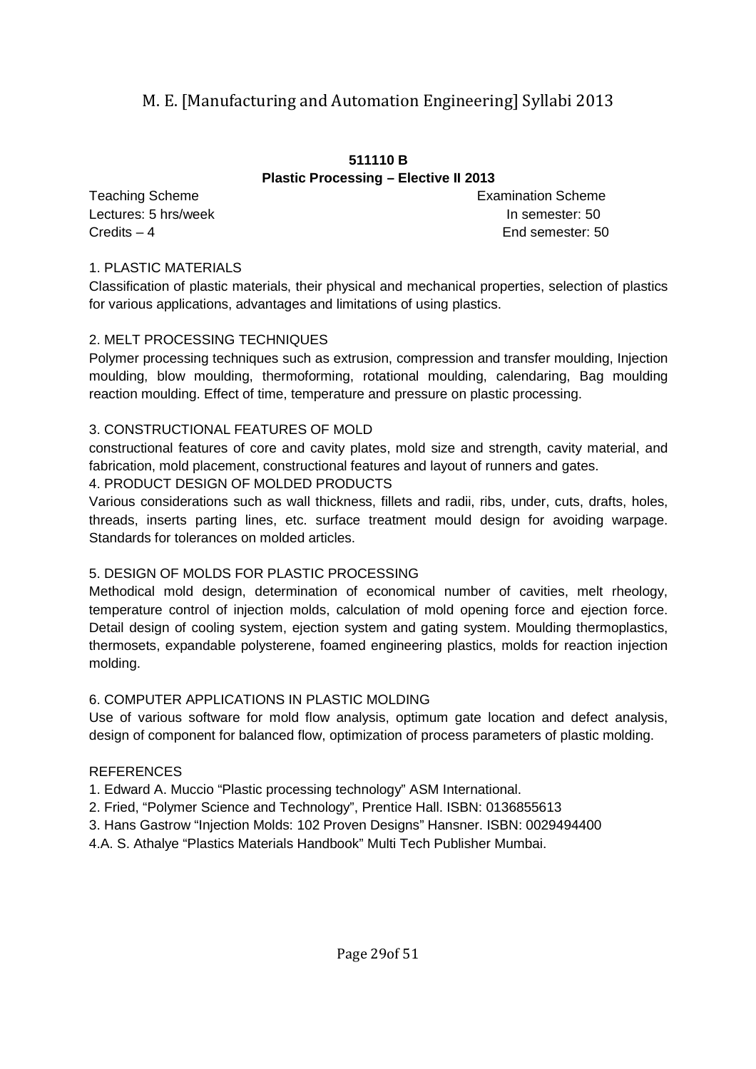**511110 B**

**Plastic Processing – Elective II 2013**

| Teaching Scheme | Examination Scheme |
|---|---|
| Lectures: 5 hrs/week | In semester: 50 |
| Credits – 4 | End semester: 50 |

1. PLASTIC MATERIALS

Classification of plastic materials, their physical and mechanical properties, selection of plastics for various applications, advantages and limitations of using plastics.

2. MELT PROCESSING TECHNIQUES

Polymer processing techniques such as extrusion, compression and transfer moulding, Injection moulding, blow moulding, thermoforming, rotational moulding, calendaring, Bag moulding reaction moulding. Effect of time, temperature and pressure on plastic processing.

3. CONSTRUCTIONAL FEATURES OF MOLD

constructional features of core and cavity plates, mold size and strength, cavity material, and fabrication, mold placement, constructional features and layout of runners and gates.

4. PRODUCT DESIGN OF MOLDED PRODUCTS

Various considerations such as wall thickness, fillets and radii, ribs, under, cuts, drafts, holes, threads, inserts parting lines, etc. surface treatment mould design for avoiding warpage. Standards for tolerances on molded articles.

5. DESIGN OF MOLDS FOR PLASTIC PROCESSING

Methodical mold design, determination of economical number of cavities, melt rheology, temperature control of injection molds, calculation of mold opening force and ejection force. Detail design of cooling system, ejection system and gating system. Moulding thermoplastics, thermosets, expandable polysterene, foamed engineering plastics, molds for reaction injection molding.

6. COMPUTER APPLICATIONS IN PLASTIC MOLDING

Use of various software for mold flow analysis, optimum gate location and defect analysis, design of component for balanced flow, optimization of process parameters of plastic molding.

REFERENCES

1. Edward A. Muccio "Plastic processing technology" ASM International.
2. Fried, "Polymer Science and Technology", Prentice Hall. ISBN: 0136855613
3. Hans Gastrow "Injection Molds: 102 Proven Designs" Hansner. ISBN: 0029494400
4. A. S. Athalye "Plastics Materials Handbook" Multi Tech Publisher Mumbai.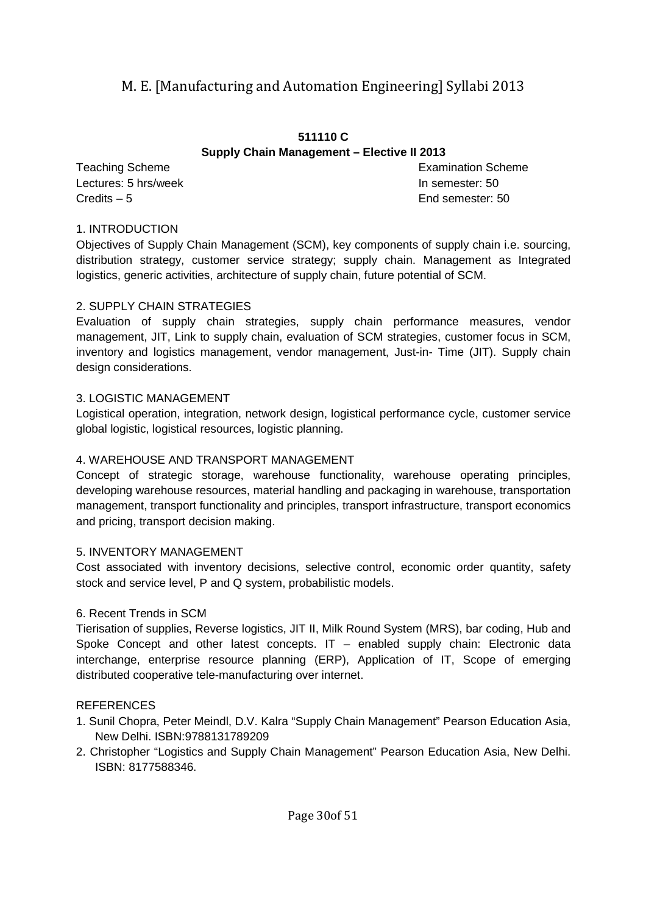## 511110 C
## Supply Chain Management – Elective II 2013

| Teaching Scheme | Examination Scheme |
|---|---|
| Lectures: 5 hrs/week | In semester: 50 |
| Credits – 5 | End semester: 50 |

### 1. INTRODUCTION

Objectives of Supply Chain Management (SCM), key components of supply chain i.e. sourcing, distribution strategy, customer service strategy; supply chain. Management as Integrated logistics, generic activities, architecture of supply chain, future potential of SCM.

### 2. SUPPLY CHAIN STRATEGIES

Evaluation of supply chain strategies, supply chain performance measures, vendor management, JIT, Link to supply chain, evaluation of SCM strategies, customer focus in SCM, inventory and logistics management, vendor management, Just-in- Time (JIT). Supply chain design considerations.

### 3. LOGISTIC MANAGEMENT

Logistical operation, integration, network design, logistical performance cycle, customer service global logistic, logistical resources, logistic planning.

### 4. WAREHOUSE AND TRANSPORT MANAGEMENT

Concept of strategic storage, warehouse functionality, warehouse operating principles, developing warehouse resources, material handling and packaging in warehouse, transportation management, transport functionality and principles, transport infrastructure, transport economics and pricing, transport decision making.

### 5. INVENTORY MANAGEMENT

Cost associated with inventory decisions, selective control, economic order quantity, safety stock and service level, P and Q system, probabilistic models.

### 6. Recent Trends in SCM

Tierisation of supplies, Reverse logistics, JIT II, Milk Round System (MRS), bar coding, Hub and Spoke Concept and other latest concepts. IT – enabled supply chain: Electronic data interchange, enterprise resource planning (ERP), Application of IT, Scope of emerging distributed cooperative tele-manufacturing over internet.

### REFERENCES

1. Sunil Chopra, Peter Meindl, D.V. Kalra "Supply Chain Management" Pearson Education Asia, New Delhi. ISBN:9788131789209
2. Christopher "Logistics and Supply Chain Management" Pearson Education Asia, New Delhi. ISBN: 8177588346.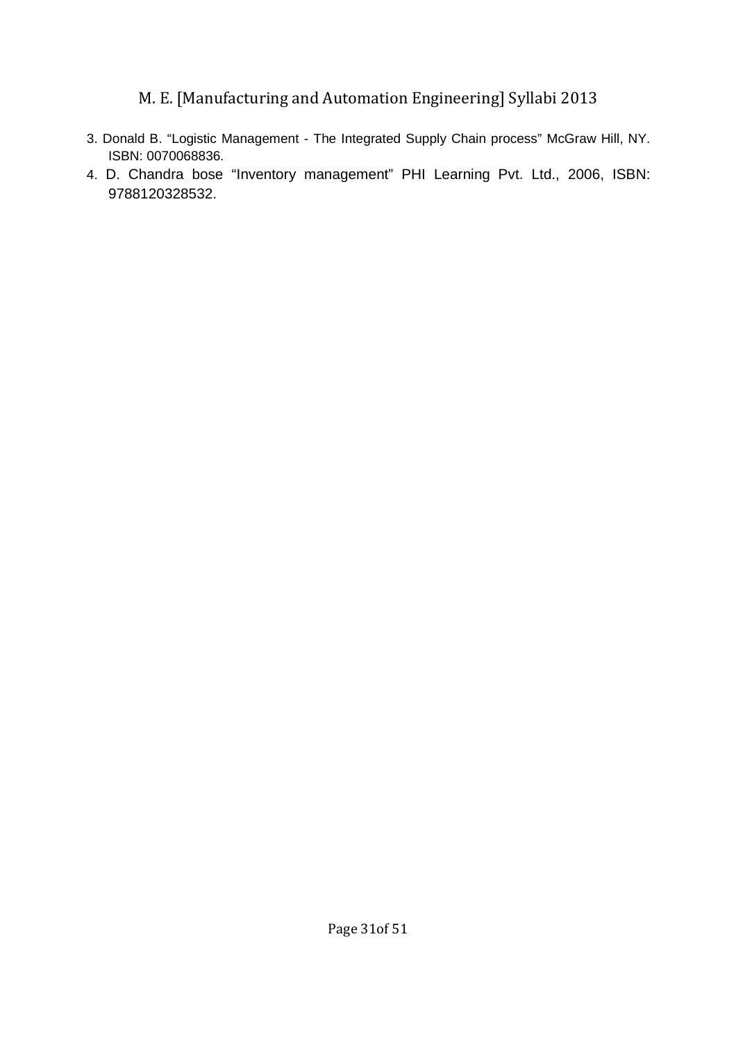3. Donald B. "Logistic Management - The Integrated Supply Chain process" McGraw Hill, NY. ISBN: 0070068836.
4. D. Chandra bose "Inventory management" PHI Learning Pvt. Ltd., 2006, ISBN: 9788120328532.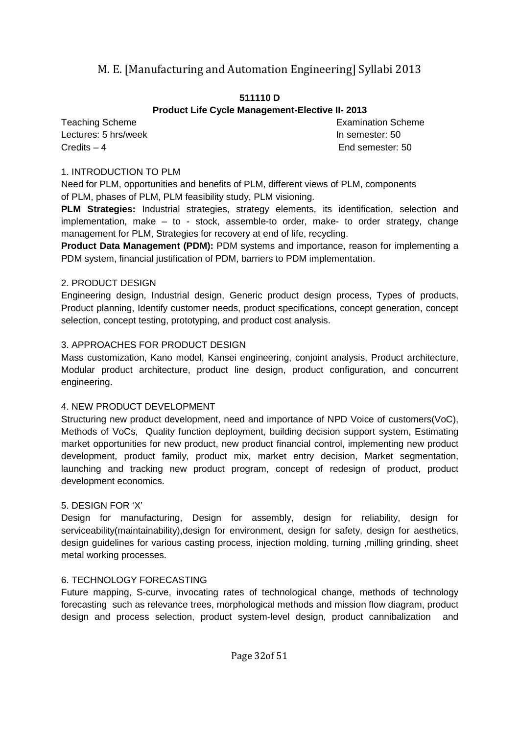**511110 D**

**Product Life Cycle Management-Elective II- 2013**

| Teaching Scheme | Examination Scheme |
|---|---|
| Lectures: 5 hrs/week | In semester: 50 |
| Credits – 4 | End semester: 50 |

1. INTRODUCTION TO PLM

Need for PLM, opportunities and benefits of PLM, different views of PLM, components of PLM, phases of PLM, PLM feasibility study, PLM visioning.

**PLM Strategies:** Industrial strategies, strategy elements, its identification, selection and implementation, make – to - stock, assemble-to order, make- to order strategy, change management for PLM, Strategies for recovery at end of life, recycling.

**Product Data Management (PDM):** PDM systems and importance, reason for implementing a PDM system, financial justification of PDM, barriers to PDM implementation.

2. PRODUCT DESIGN

Engineering design, Industrial design, Generic product design process, Types of products, Product planning, Identify customer needs, product specifications, concept generation, concept selection, concept testing, prototyping, and product cost analysis.

3. APPROACHES FOR PRODUCT DESIGN

Mass customization, Kano model, Kansei engineering, conjoint analysis, Product architecture, Modular product architecture, product line design, product configuration, and concurrent engineering.

4. NEW PRODUCT DEVELOPMENT

Structuring new product development, need and importance of NPD Voice of customers(VoC), Methods of VoCs, Quality function deployment, building decision support system, Estimating market opportunities for new product, new product financial control, implementing new product development, product family, product mix, market entry decision, Market segmentation, launching and tracking new product program, concept of redesign of product, product development economics.

5. DESIGN FOR 'X'

Design for manufacturing, Design for assembly, design for reliability, design for serviceability(maintainability),design for environment, design for safety, design for aesthetics, design guidelines for various casting process, injection molding, turning ,milling grinding, sheet metal working processes.

6. TECHNOLOGY FORECASTING

Future mapping, S-curve, invocating rates of technological change, methods of technology forecasting such as relevance trees, morphological methods and mission flow diagram, product design and process selection, product system-level design, product cannibalization and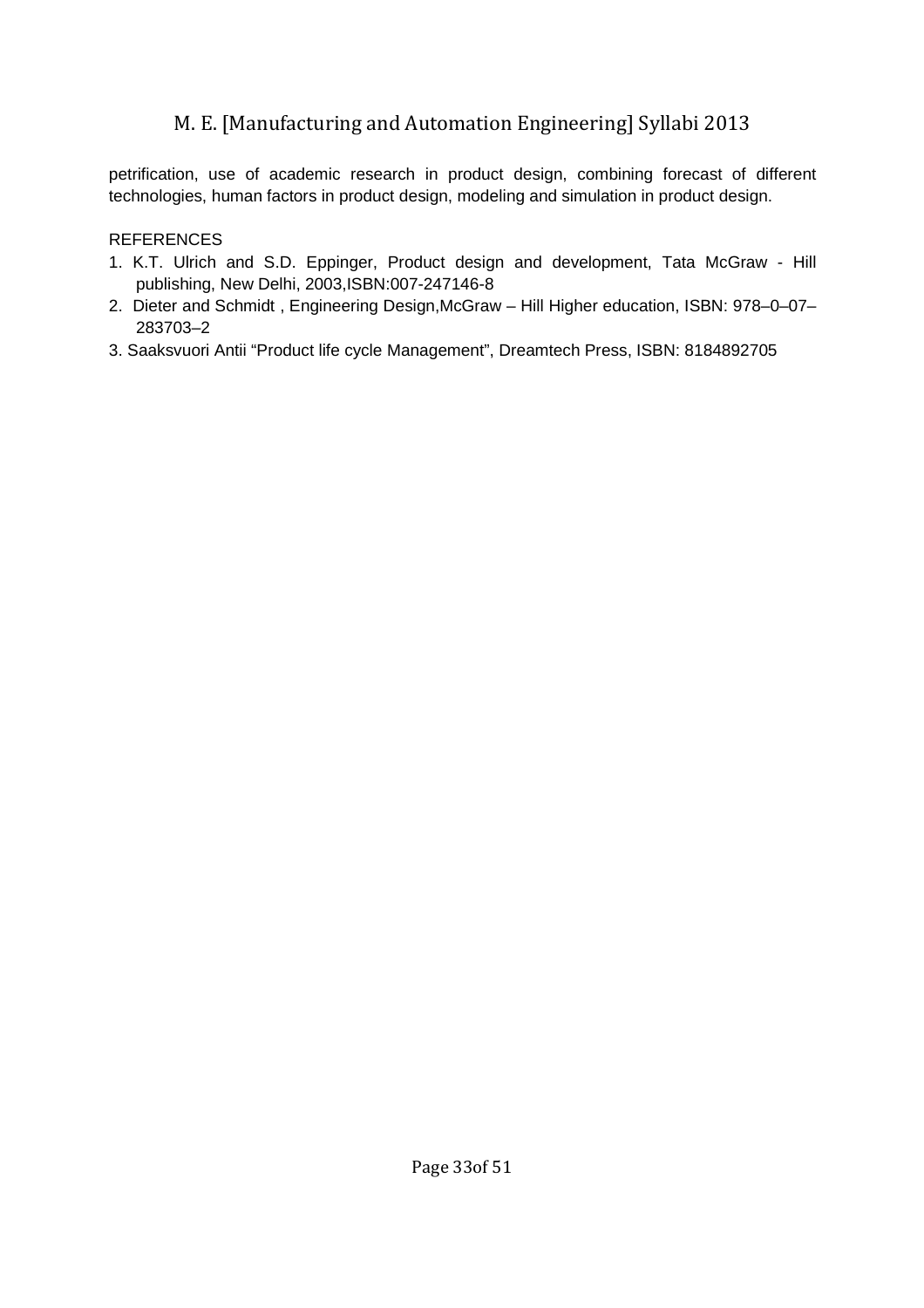petrification, use of academic research in product design, combining forecast of different technologies, human factors in product design, modeling and simulation in product design.

REFERENCES

1. K.T. Ulrich and S.D. Eppinger, Product design and development, Tata McGraw - Hill publishing, New Delhi, 2003,ISBN:007-247146-8
2. Dieter and Schmidt , Engineering Design,McGraw – Hill Higher education, ISBN: 978–0–07–283703–2
3. Saaksvuori Antii "Product life cycle Management", Dreamtech Press, ISBN: 8184892705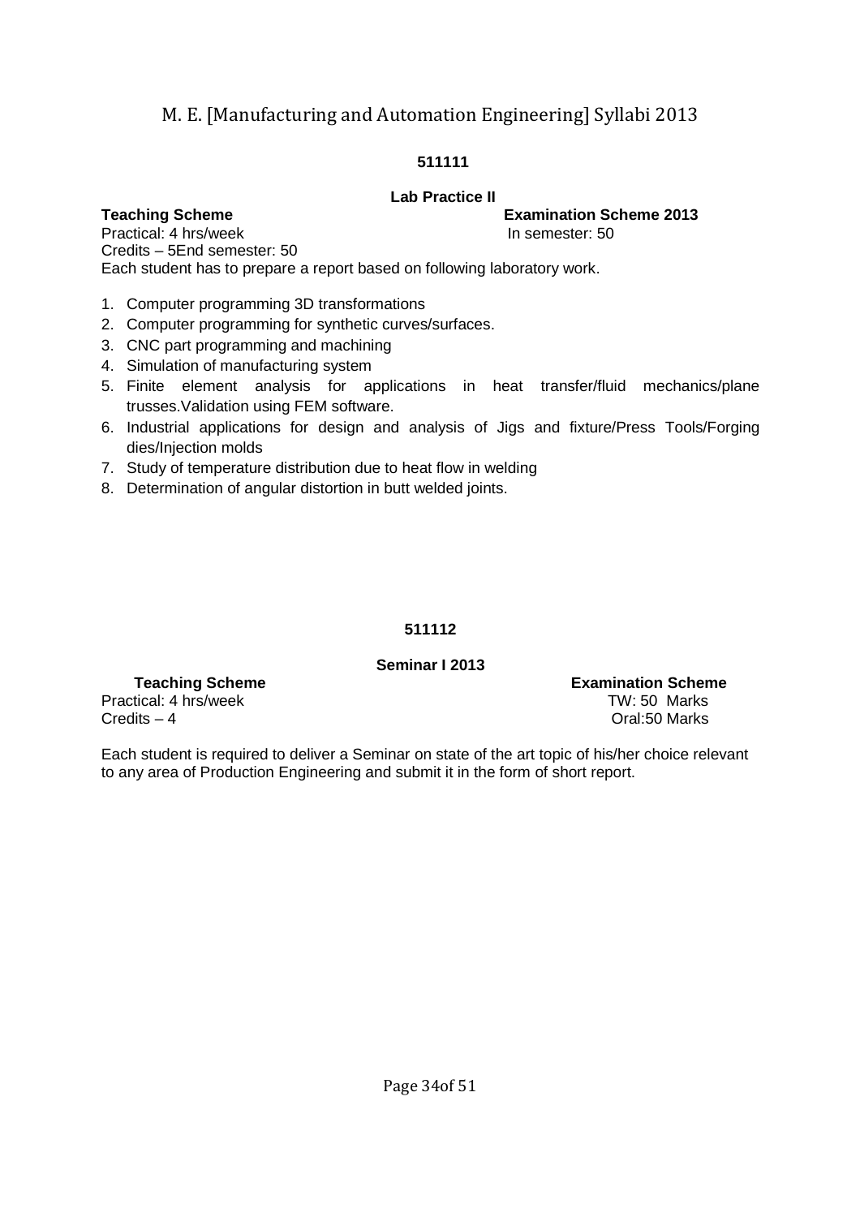**511111**

**Lab Practice II**

**Teaching Scheme** | **Examination Scheme 2013**

Practical: 4 hrs/week | In semester: 50

Credits – 5End semester: 50

Each student has to prepare a report based on following laboratory work.

1. Computer programming 3D transformations
2. Computer programming for synthetic curves/surfaces.
3. CNC part programming and machining
4. Simulation of manufacturing system
5. Finite element analysis for applications in heat transfer/fluid mechanics/plane trusses.Validation using FEM software.
6. Industrial applications for design and analysis of Jigs and fixture/Press Tools/Forging dies/Injection molds
7. Study of temperature distribution due to heat flow in welding
8. Determination of angular distortion in butt welded joints.

**511112**

**Seminar I 2013**

**Teaching Scheme** | **Examination Scheme**

Practical: 4 hrs/week | TW: 50 Marks

Credits – 4 | Oral:50 Marks

Each student is required to deliver a Seminar on state of the art topic of his/her choice relevant to any area of Production Engineering and submit it in the form of short report.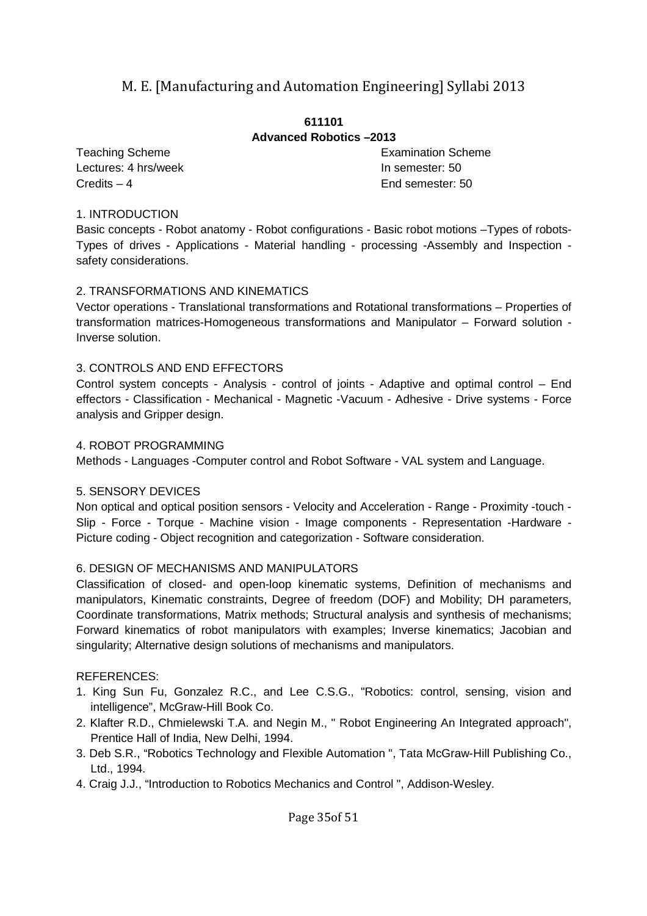**611101**

**Advanced Robotics –2013**

Teaching Scheme
Lectures: 4 hrs/week
Credits – 4

Examination Scheme
In semester: 50
End semester: 50

1. INTRODUCTION

Basic concepts - Robot anatomy - Robot configurations - Basic robot motions –Types of robots- Types of drives - Applications - Material handling - processing -Assembly and Inspection - safety considerations.

2. TRANSFORMATIONS AND KINEMATICS

Vector operations - Translational transformations and Rotational transformations – Properties of transformation matrices-Homogeneous transformations and Manipulator – Forward solution - Inverse solution.

3. CONTROLS AND END EFFECTORS

Control system concepts - Analysis - control of joints - Adaptive and optimal control – End effectors - Classification - Mechanical - Magnetic -Vacuum - Adhesive - Drive systems - Force analysis and Gripper design.

4. ROBOT PROGRAMMING

Methods - Languages -Computer control and Robot Software - VAL system and Language.

5. SENSORY DEVICES

Non optical and optical position sensors - Velocity and Acceleration - Range - Proximity -touch - Slip - Force - Torque - Machine vision - Image components - Representation -Hardware - Picture coding - Object recognition and categorization - Software consideration.

6. DESIGN OF MECHANISMS AND MANIPULATORS

Classification of closed- and open-loop kinematic systems, Definition of mechanisms and manipulators, Kinematic constraints, Degree of freedom (DOF) and Mobility; DH parameters, Coordinate transformations, Matrix methods; Structural analysis and synthesis of mechanisms; Forward kinematics of robot manipulators with examples; Inverse kinematics; Jacobian and singularity; Alternative design solutions of mechanisms and manipulators.

REFERENCES:

1. King Sun Fu, Gonzalez R.C., and Lee C.S.G., "Robotics: control, sensing, vision and intelligence", McGraw-Hill Book Co.
2. Klafter R.D., Chmielewski T.A. and Negin M., " Robot Engineering An Integrated approach", Prentice Hall of India, New Delhi, 1994.
3. Deb S.R., "Robotics Technology and Flexible Automation ", Tata McGraw-Hill Publishing Co., Ltd., 1994.
4. Craig J.J., "Introduction to Robotics Mechanics and Control ", Addison-Wesley.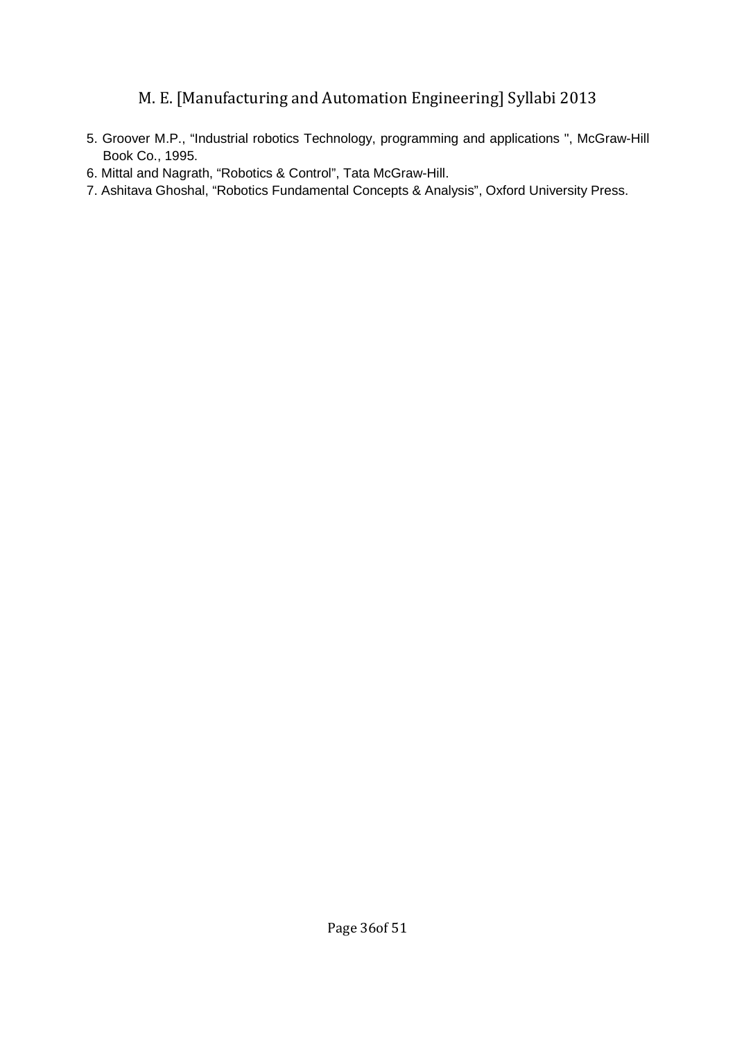5. Groover M.P., “Industrial robotics Technology, programming and applications ", McGraw-Hill Book Co., 1995.
6. Mittal and Nagrath, “Robotics & Control”, Tata McGraw-Hill.
7. Ashitava Ghoshal, “Robotics Fundamental Concepts & Analysis”, Oxford University Press.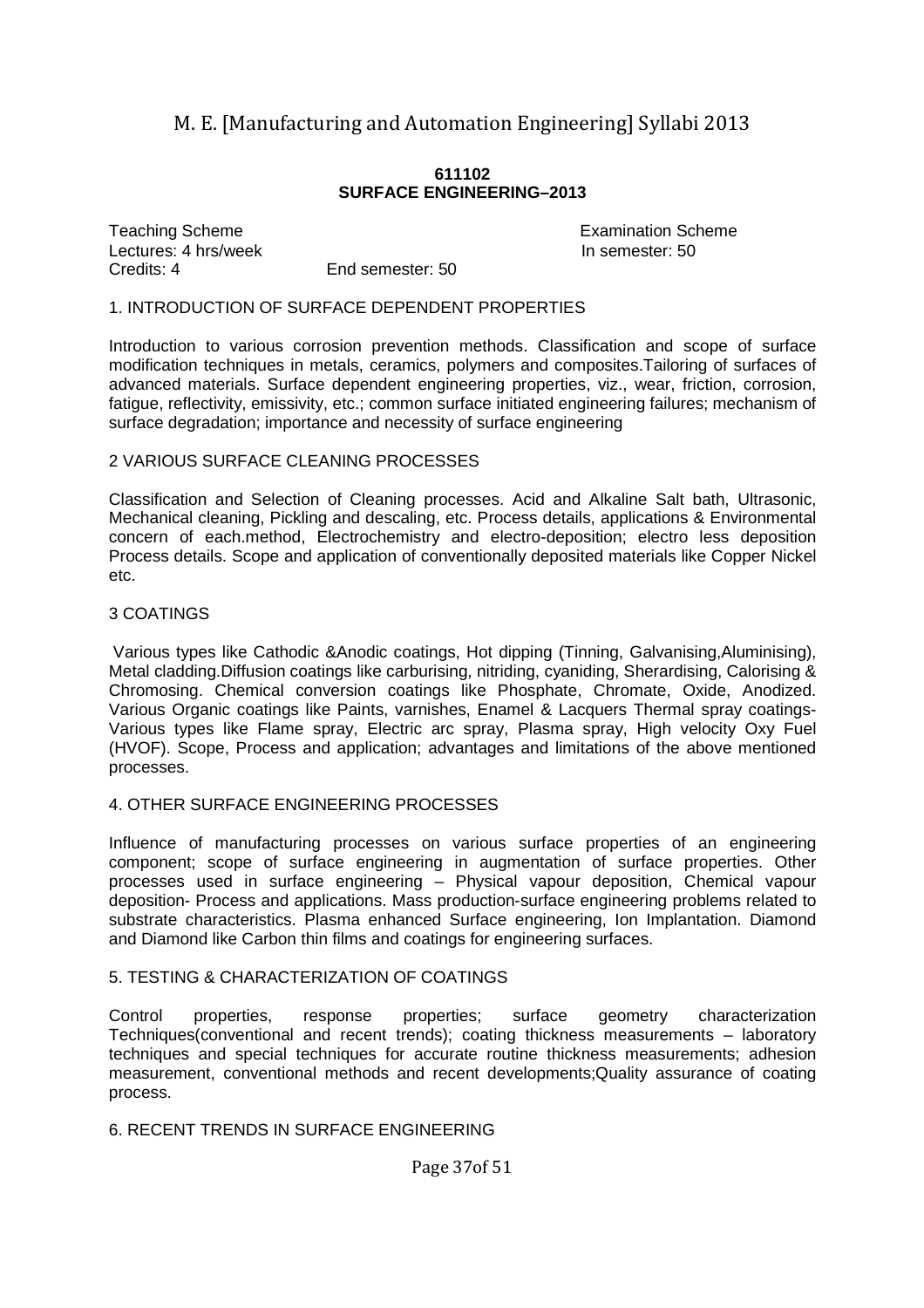**611102**
**SURFACE ENGINEERING–2013**

Teaching Scheme | Examination Scheme
Lectures: 4 hrs/week | In semester: 50
Credits: 4 | End semester: 50

## 1. INTRODUCTION OF SURFACE DEPENDENT PROPERTIES

Introduction to various corrosion prevention methods. Classification and scope of surface modification techniques in metals, ceramics, polymers and composites.Tailoring of surfaces of advanced materials. Surface dependent engineering properties, viz., wear, friction, corrosion, fatigue, reflectivity, emissivity, etc.; common surface initiated engineering failures; mechanism of surface degradation; importance and necessity of surface engineering

## 2 VARIOUS SURFACE CLEANING PROCESSES

Classification and Selection of Cleaning processes. Acid and Alkaline Salt bath, Ultrasonic, Mechanical cleaning, Pickling and descaling, etc. Process details, applications & Environmental concern of each.method, Electrochemistry and electro-deposition; electro less deposition Process details. Scope and application of conventionally deposited materials like Copper Nickel etc.

## 3 COATINGS

Various types like Cathodic &Anodic coatings, Hot dipping (Tinning, Galvanising,Aluminising), Metal cladding.Diffusion coatings like carburising, nitriding, cyaniding, Sherardising, Calorising & Chromosing. Chemical conversion coatings like Phosphate, Chromate, Oxide, Anodized. Various Organic coatings like Paints, varnishes, Enamel & Lacquers Thermal spray coatings-Various types like Flame spray, Electric arc spray, Plasma spray, High velocity Oxy Fuel (HVOF). Scope, Process and application; advantages and limitations of the above mentioned processes.

## 4. OTHER SURFACE ENGINEERING PROCESSES

Influence of manufacturing processes on various surface properties of an engineering component; scope of surface engineering in augmentation of surface properties. Other processes used in surface engineering – Physical vapour deposition, Chemical vapour deposition- Process and applications. Mass production-surface engineering problems related to substrate characteristics. Plasma enhanced Surface engineering, Ion Implantation. Diamond and Diamond like Carbon thin films and coatings for engineering surfaces.

## 5. TESTING & CHARACTERIZATION OF COATINGS

Control properties, response properties; surface geometry characterization Techniques(conventional and recent trends); coating thickness measurements – laboratory techniques and special techniques for accurate routine thickness measurements; adhesion measurement, conventional methods and recent developments;Quality assurance of coating process.

## 6. RECENT TRENDS IN SURFACE ENGINEERING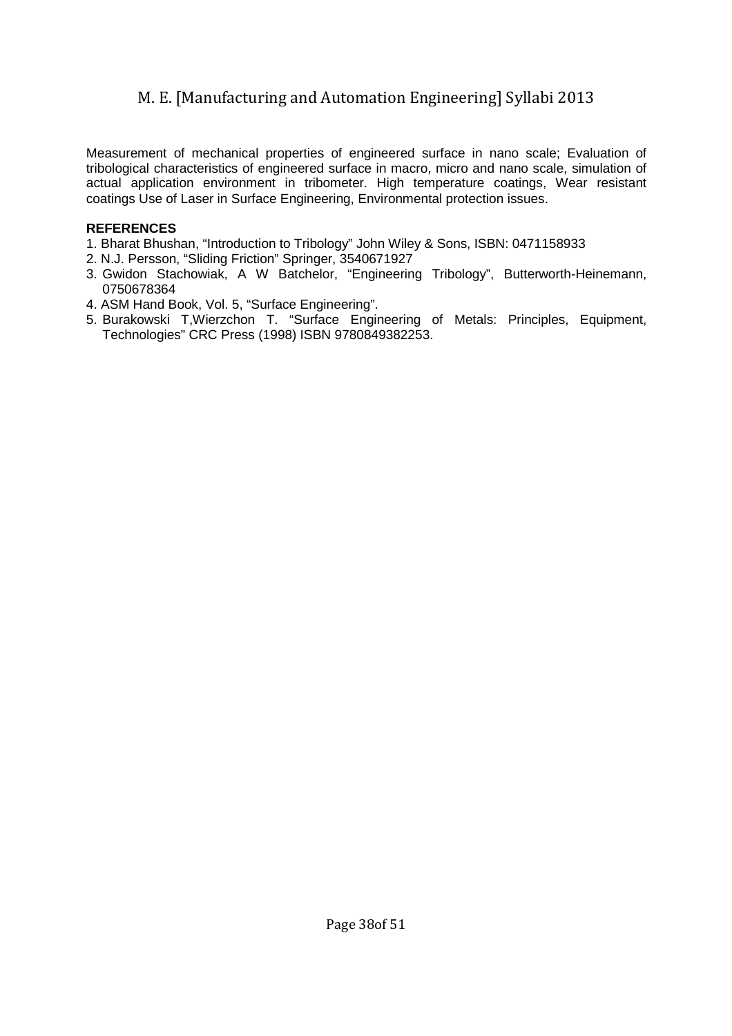Measurement of mechanical properties of engineered surface in nano scale; Evaluation of tribological characteristics of engineered surface in macro, micro and nano scale, simulation of actual application environment in tribometer. High temperature coatings, Wear resistant coatings Use of Laser in Surface Engineering, Environmental protection issues.

**REFERENCES**

1. Bharat Bhushan, "Introduction to Tribology" John Wiley & Sons, ISBN: 0471158933
2. N.J. Persson, "Sliding Friction" Springer, 3540671927
3. Gwidon Stachowiak, A W Batchelor, "Engineering Tribology", Butterworth-Heinemann, 0750678364
4. ASM Hand Book, Vol. 5, "Surface Engineering".
5. Burakowski T,Wierzchon T. "Surface Engineering of Metals: Principles, Equipment, Technologies" CRC Press (1998) ISBN 9780849382253.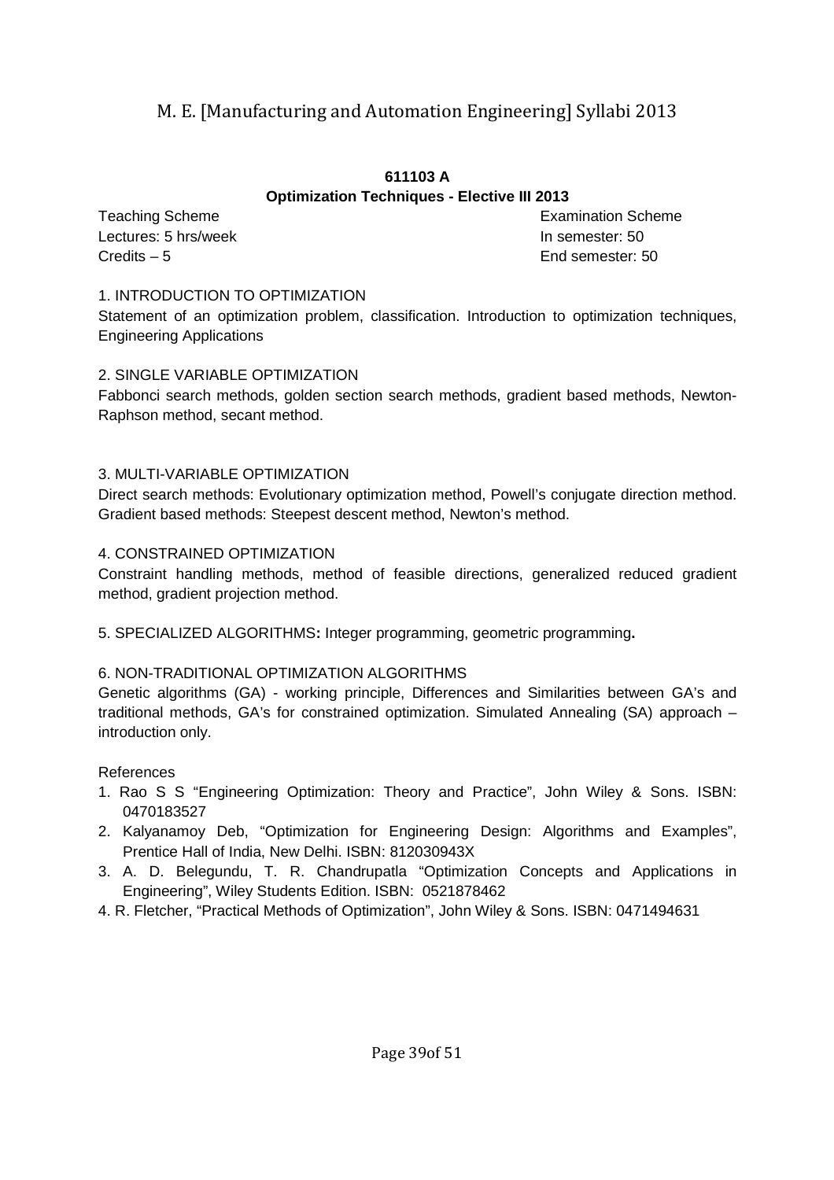**611103 A**

**Optimization Techniques - Elective III 2013**

| Teaching Scheme | Examination Scheme |
| --- | --- |
| Lectures: 5 hrs/week | In semester: 50 |
| Credits – 5 | End semester: 50 |

1. INTRODUCTION TO OPTIMIZATION

Statement of an optimization problem, classification. Introduction to optimization techniques, Engineering Applications

2. SINGLE VARIABLE OPTIMIZATION

Fabbonci search methods, golden section search methods, gradient based methods, Newton-Raphson method, secant method.

3. MULTI-VARIABLE OPTIMIZATION

Direct search methods: Evolutionary optimization method, Powell's conjugate direction method. Gradient based methods: Steepest descent method, Newton's method.

4. CONSTRAINED OPTIMIZATION

Constraint handling methods, method of feasible directions, generalized reduced gradient method, gradient projection method.

5. SPECIALIZED ALGORITHMS**:** Integer programming, geometric programming**.**

6. NON-TRADITIONAL OPTIMIZATION ALGORITHMS

Genetic algorithms (GA) - working principle, Differences and Similarities between GA's and traditional methods, GA's for constrained optimization. Simulated Annealing (SA) approach – introduction only.

References

1. Rao S S "Engineering Optimization: Theory and Practice", John Wiley & Sons. ISBN: 0470183527
2. Kalyanamoy Deb, "Optimization for Engineering Design: Algorithms and Examples", Prentice Hall of India, New Delhi. ISBN: 812030943X
3. A. D. Belegundu, T. R. Chandrupatla "Optimization Concepts and Applications in Engineering", Wiley Students Edition. ISBN: 0521878462
4. R. Fletcher, "Practical Methods of Optimization", John Wiley & Sons. ISBN: 0471494631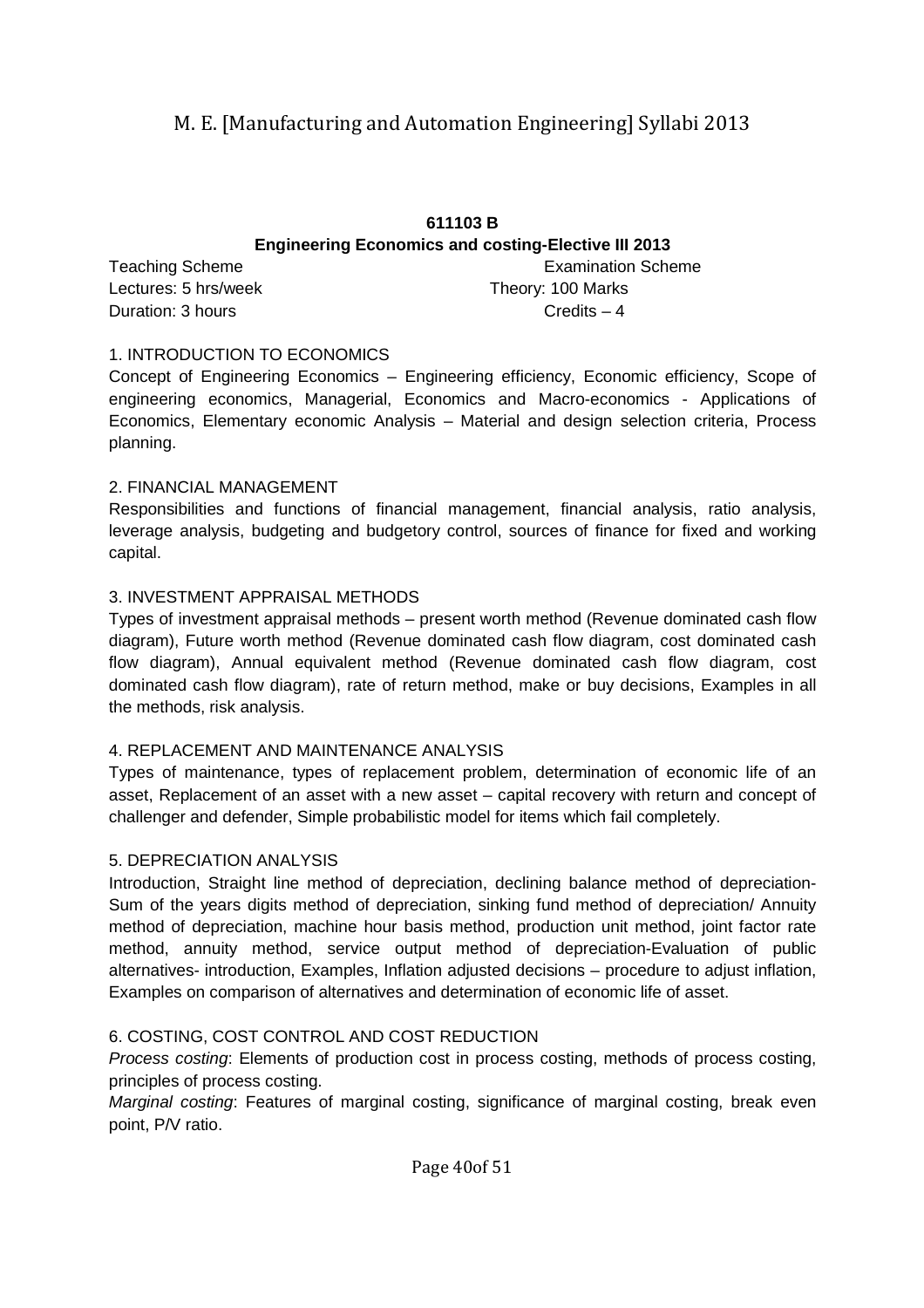**611103 B**

**Engineering Economics and costing-Elective III 2013**

| Teaching Scheme | Examination Scheme |
| --- | --- |
| Lectures: 5 hrs/week | Theory: 100 Marks |
| Duration: 3 hours | Credits – 4 |

1. INTRODUCTION TO ECONOMICS

Concept of Engineering Economics – Engineering efficiency, Economic efficiency, Scope of engineering economics, Managerial, Economics and Macro-economics - Applications of Economics, Elementary economic Analysis – Material and design selection criteria, Process planning.

2. FINANCIAL MANAGEMENT

Responsibilities and functions of financial management, financial analysis, ratio analysis, leverage analysis, budgeting and budgetory control, sources of finance for fixed and working capital.

3. INVESTMENT APPRAISAL METHODS

Types of investment appraisal methods – present worth method (Revenue dominated cash flow diagram), Future worth method (Revenue dominated cash flow diagram, cost dominated cash flow diagram), Annual equivalent method (Revenue dominated cash flow diagram, cost dominated cash flow diagram), rate of return method, make or buy decisions, Examples in all the methods, risk analysis.

4. REPLACEMENT AND MAINTENANCE ANALYSIS

Types of maintenance, types of replacement problem, determination of economic life of an asset, Replacement of an asset with a new asset – capital recovery with return and concept of challenger and defender, Simple probabilistic model for items which fail completely.

5. DEPRECIATION ANALYSIS

Introduction, Straight line method of depreciation, declining balance method of depreciation-Sum of the years digits method of depreciation, sinking fund method of depreciation/ Annuity method of depreciation, machine hour basis method, production unit method, joint factor rate method, annuity method, service output method of depreciation-Evaluation of public alternatives- introduction, Examples, Inflation adjusted decisions – procedure to adjust inflation, Examples on comparison of alternatives and determination of economic life of asset.

6. COSTING, COST CONTROL AND COST REDUCTION

*Process costing*: Elements of production cost in process costing, methods of process costing, principles of process costing.

*Marginal costing*: Features of marginal costing, significance of marginal costing, break even point, P/V ratio.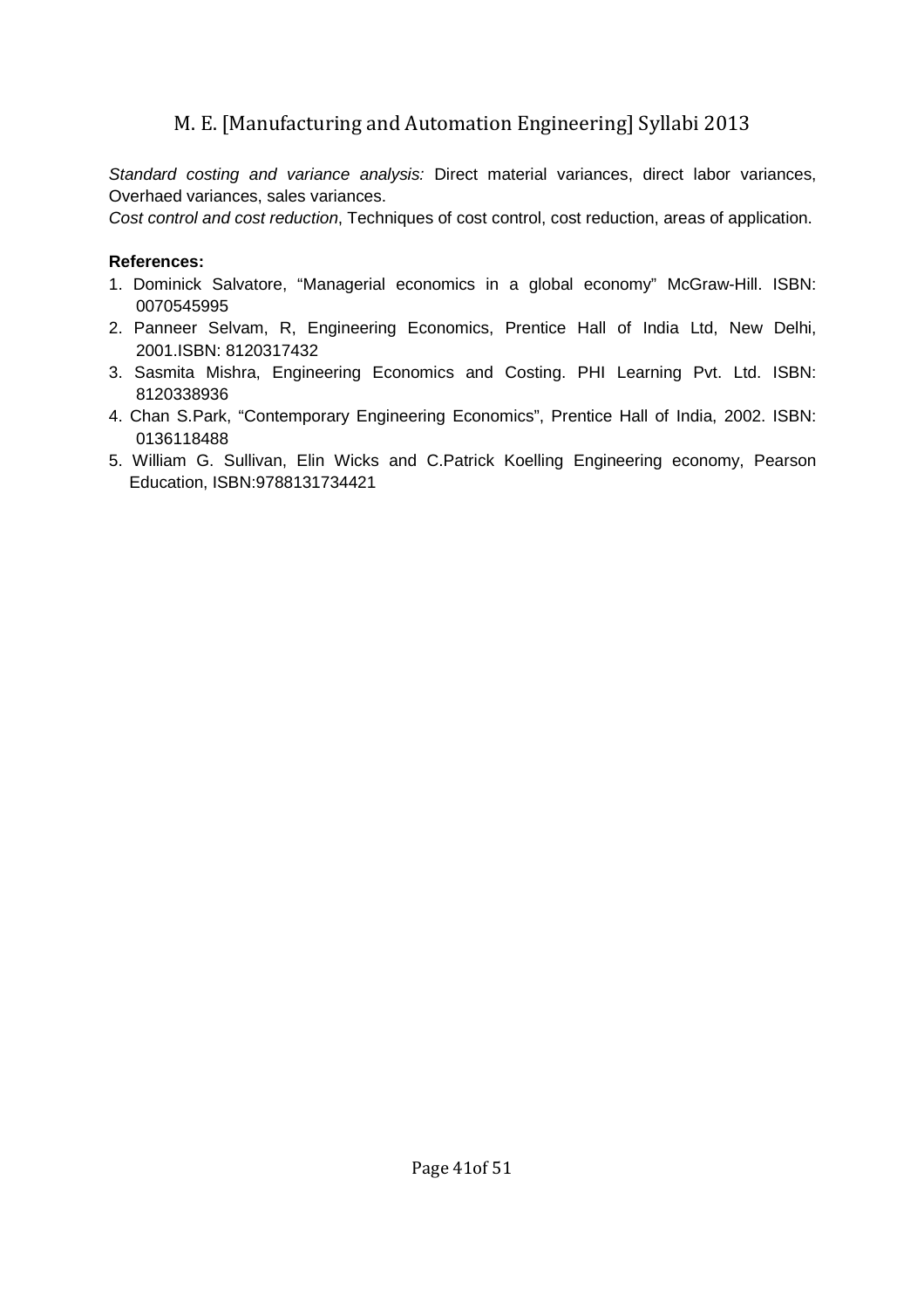*Standard costing and variance analysis:* Direct material variances, direct labor variances, Overhaed variances, sales variances.

*Cost control and cost reduction*, Techniques of cost control, cost reduction, areas of application.

**References:**

1. Dominick Salvatore, "Managerial economics in a global economy" McGraw-Hill. ISBN: 0070545995
2. Panneer Selvam, R, Engineering Economics, Prentice Hall of India Ltd, New Delhi, 2001.ISBN: 8120317432
3. Sasmita Mishra, Engineering Economics and Costing. PHI Learning Pvt. Ltd. ISBN: 8120338936
4. Chan S.Park, "Contemporary Engineering Economics", Prentice Hall of India, 2002. ISBN: 0136118488
5. William G. Sullivan, Elin Wicks and C.Patrick Koelling Engineering economy, Pearson Education, ISBN:9788131734421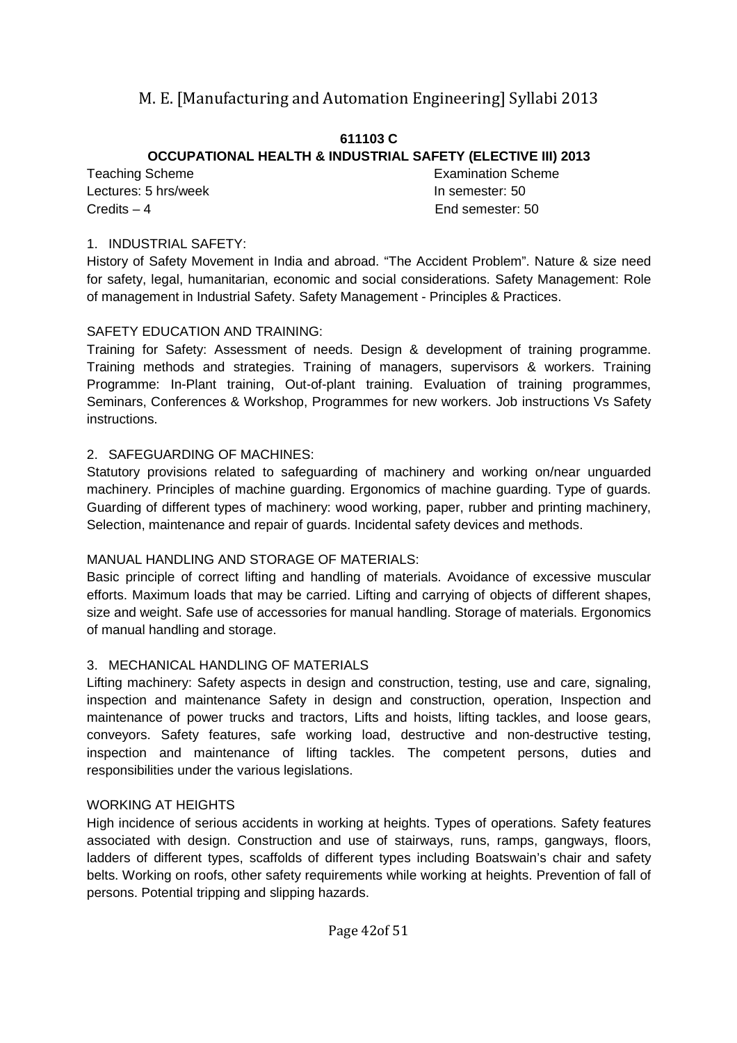**611103 C**

**OCCUPATIONAL HEALTH & INDUSTRIAL SAFETY (ELECTIVE III) 2013**

| Teaching Scheme | Examination Scheme |
|---|---|
| Lectures: 5 hrs/week | In semester: 50 |
| Credits – 4 | End semester: 50 |

1. INDUSTRIAL SAFETY:

History of Safety Movement in India and abroad. “The Accident Problem”. Nature & size need for safety, legal, humanitarian, economic and social considerations. Safety Management: Role of management in Industrial Safety. Safety Management - Principles & Practices.

SAFETY EDUCATION AND TRAINING:

Training for Safety: Assessment of needs. Design & development of training programme. Training methods and strategies. Training of managers, supervisors & workers. Training Programme: In-Plant training, Out-of-plant training. Evaluation of training programmes, Seminars, Conferences & Workshop, Programmes for new workers. Job instructions Vs Safety instructions.

2. SAFEGUARDING OF MACHINES:

Statutory provisions related to safeguarding of machinery and working on/near unguarded machinery. Principles of machine guarding. Ergonomics of machine guarding. Type of guards. Guarding of different types of machinery: wood working, paper, rubber and printing machinery, Selection, maintenance and repair of guards. Incidental safety devices and methods.

MANUAL HANDLING AND STORAGE OF MATERIALS:

Basic principle of correct lifting and handling of materials. Avoidance of excessive muscular efforts. Maximum loads that may be carried. Lifting and carrying of objects of different shapes, size and weight. Safe use of accessories for manual handling. Storage of materials. Ergonomics of manual handling and storage.

3. MECHANICAL HANDLING OF MATERIALS

Lifting machinery: Safety aspects in design and construction, testing, use and care, signaling, inspection and maintenance Safety in design and construction, operation, Inspection and maintenance of power trucks and tractors, Lifts and hoists, lifting tackles, and loose gears, conveyors. Safety features, safe working load, destructive and non-destructive testing, inspection and maintenance of lifting tackles. The competent persons, duties and responsibilities under the various legislations.

WORKING AT HEIGHTS

High incidence of serious accidents in working at heights. Types of operations. Safety features associated with design. Construction and use of stairways, runs, ramps, gangways, floors, ladders of different types, scaffolds of different types including Boatswain’s chair and safety belts. Working on roofs, other safety requirements while working at heights. Prevention of fall of persons. Potential tripping and slipping hazards.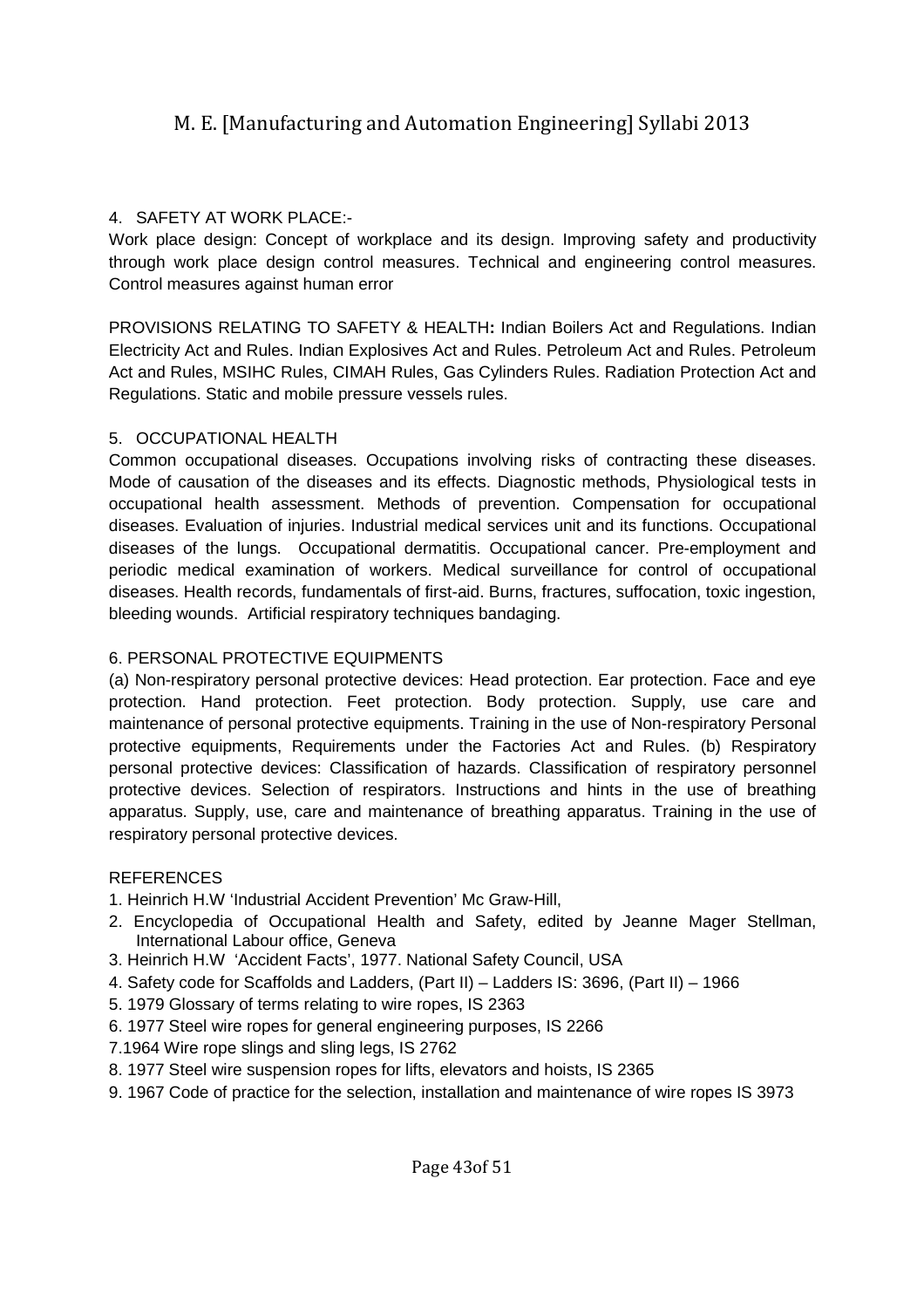## 4. SAFETY AT WORK PLACE:-

Work place design: Concept of workplace and its design. Improving safety and productivity through work place design control measures. Technical and engineering control measures. Control measures against human error

PROVISIONS RELATING TO SAFETY & HEALTH**:** Indian Boilers Act and Regulations. Indian Electricity Act and Rules. Indian Explosives Act and Rules. Petroleum Act and Rules. Petroleum Act and Rules, MSIHC Rules, CIMAH Rules, Gas Cylinders Rules. Radiation Protection Act and Regulations. Static and mobile pressure vessels rules.

## 5. OCCUPATIONAL HEALTH

Common occupational diseases. Occupations involving risks of contracting these diseases. Mode of causation of the diseases and its effects. Diagnostic methods, Physiological tests in occupational health assessment. Methods of prevention. Compensation for occupational diseases. Evaluation of injuries. Industrial medical services unit and its functions. Occupational diseases of the lungs. Occupational dermatitis. Occupational cancer. Pre-employment and periodic medical examination of workers. Medical surveillance for control of occupational diseases. Health records, fundamentals of first-aid. Burns, fractures, suffocation, toxic ingestion, bleeding wounds. Artificial respiratory techniques bandaging.

## 6. PERSONAL PROTECTIVE EQUIPMENTS

(a) Non-respiratory personal protective devices: Head protection. Ear protection. Face and eye protection. Hand protection. Feet protection. Body protection. Supply, use care and maintenance of personal protective equipments. Training in the use of Non-respiratory Personal protective equipments, Requirements under the Factories Act and Rules. (b) Respiratory personal protective devices: Classification of hazards. Classification of respiratory personnel protective devices. Selection of respirators. Instructions and hints in the use of breathing apparatus. Supply, use, care and maintenance of breathing apparatus. Training in the use of respiratory personal protective devices.

## REFERENCES

1. Heinrich H.W 'Industrial Accident Prevention' Mc Graw-Hill,
2. Encyclopedia of Occupational Health and Safety, edited by Jeanne Mager Stellman, International Labour office, Geneva
3. Heinrich H.W 'Accident Facts', 1977. National Safety Council, USA
4. Safety code for Scaffolds and Ladders, (Part II) – Ladders IS: 3696, (Part II) – 1966
5. 1979 Glossary of terms relating to wire ropes, IS 2363
6. 1977 Steel wire ropes for general engineering purposes, IS 2266
7. 1964 Wire rope slings and sling legs, IS 2762
8. 1977 Steel wire suspension ropes for lifts, elevators and hoists, IS 2365
9. 1967 Code of practice for the selection, installation and maintenance of wire ropes IS 3973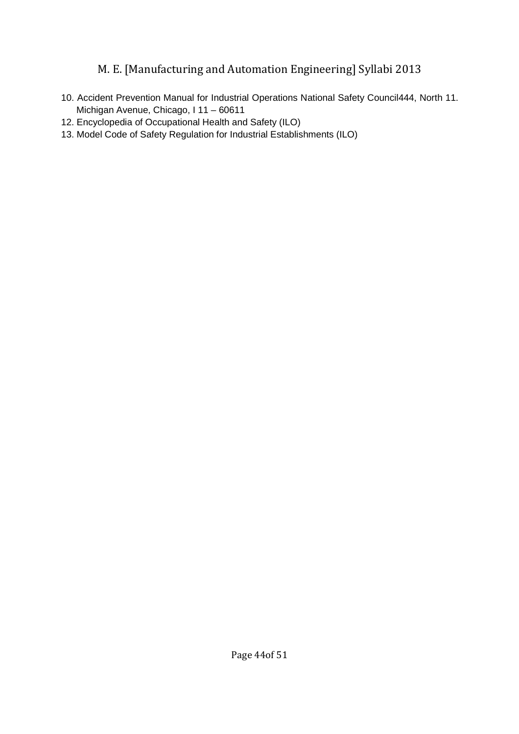10. Accident Prevention Manual for Industrial Operations National Safety Council444, North 11. Michigan Avenue, Chicago, I 11 – 60611
12. Encyclopedia of Occupational Health and Safety (ILO)
13. Model Code of Safety Regulation for Industrial Establishments (ILO)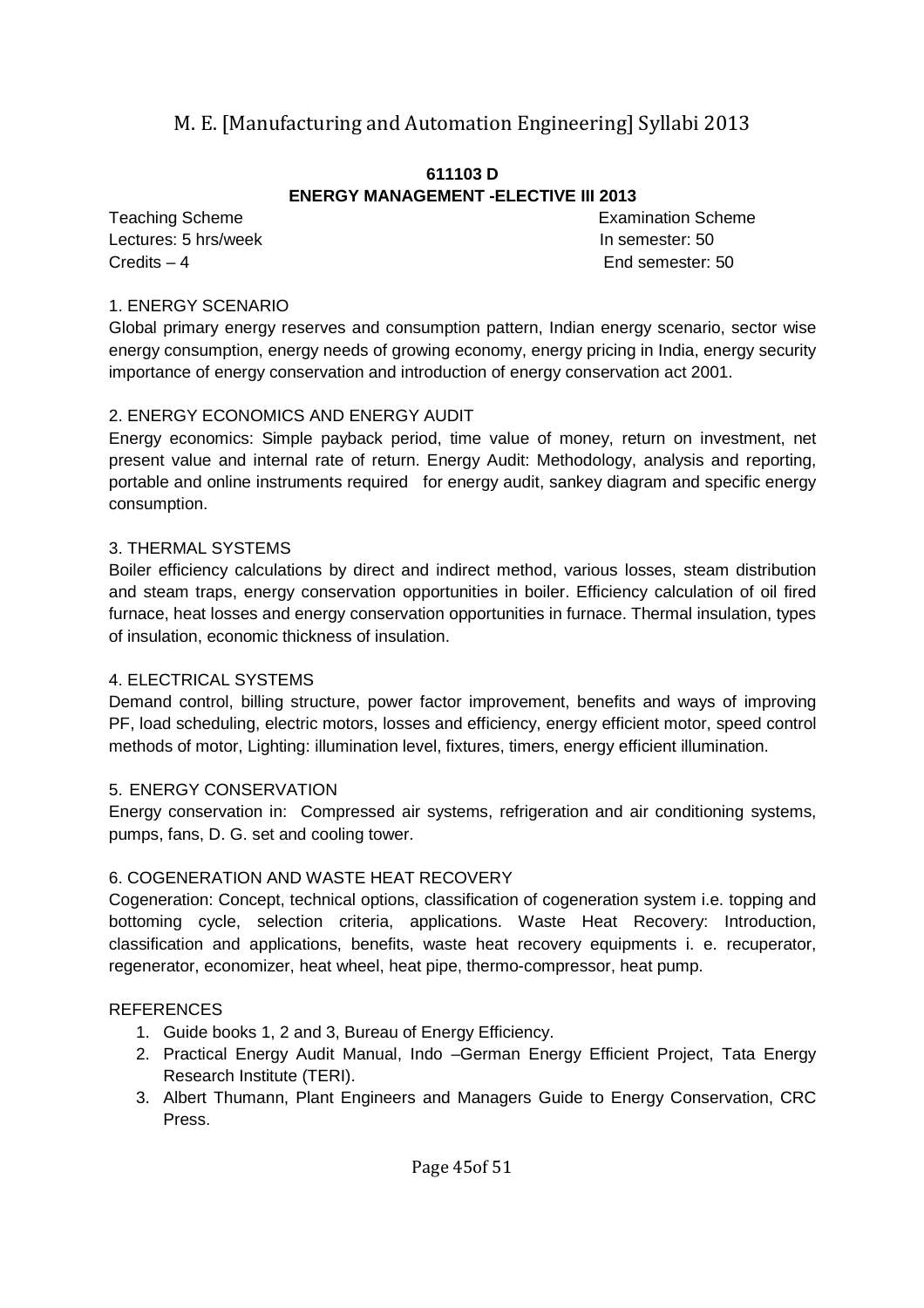# 611103 D
## ENERGY MANAGEMENT -ELECTIVE III 2013

| Teaching Scheme | Examination Scheme |
|---|---|
| Lectures: 5 hrs/week | In semester: 50 |
| Credits – 4 | End semester: 50 |

### 1. ENERGY SCENARIO

Global primary energy reserves and consumption pattern, Indian energy scenario, sector wise energy consumption, energy needs of growing economy, energy pricing in India, energy security importance of energy conservation and introduction of energy conservation act 2001.

### 2. ENERGY ECONOMICS AND ENERGY AUDIT

Energy economics: Simple payback period, time value of money, return on investment, net present value and internal rate of return. Energy Audit: Methodology, analysis and reporting, portable and online instruments required for energy audit, sankey diagram and specific energy consumption.

### 3. THERMAL SYSTEMS

Boiler efficiency calculations by direct and indirect method, various losses, steam distribution and steam traps, energy conservation opportunities in boiler. Efficiency calculation of oil fired furnace, heat losses and energy conservation opportunities in furnace. Thermal insulation, types of insulation, economic thickness of insulation.

### 4. ELECTRICAL SYSTEMS

Demand control, billing structure, power factor improvement, benefits and ways of improving PF, load scheduling, electric motors, losses and efficiency, energy efficient motor, speed control methods of motor, Lighting: illumination level, fixtures, timers, energy efficient illumination.

### 5. ENERGY CONSERVATION

Energy conservation in: Compressed air systems, refrigeration and air conditioning systems, pumps, fans, D. G. set and cooling tower.

### 6. COGENERATION AND WASTE HEAT RECOVERY

Cogeneration: Concept, technical options, classification of cogeneration system i.e. topping and bottoming cycle, selection criteria, applications. Waste Heat Recovery: Introduction, classification and applications, benefits, waste heat recovery equipments i. e. recuperator, regenerator, economizer, heat wheel, heat pipe, thermo-compressor, heat pump.

### REFERENCES

1. Guide books 1, 2 and 3, Bureau of Energy Efficiency.
2. Practical Energy Audit Manual, Indo –German Energy Efficient Project, Tata Energy Research Institute (TERI).
3. Albert Thumann, Plant Engineers and Managers Guide to Energy Conservation, CRC Press.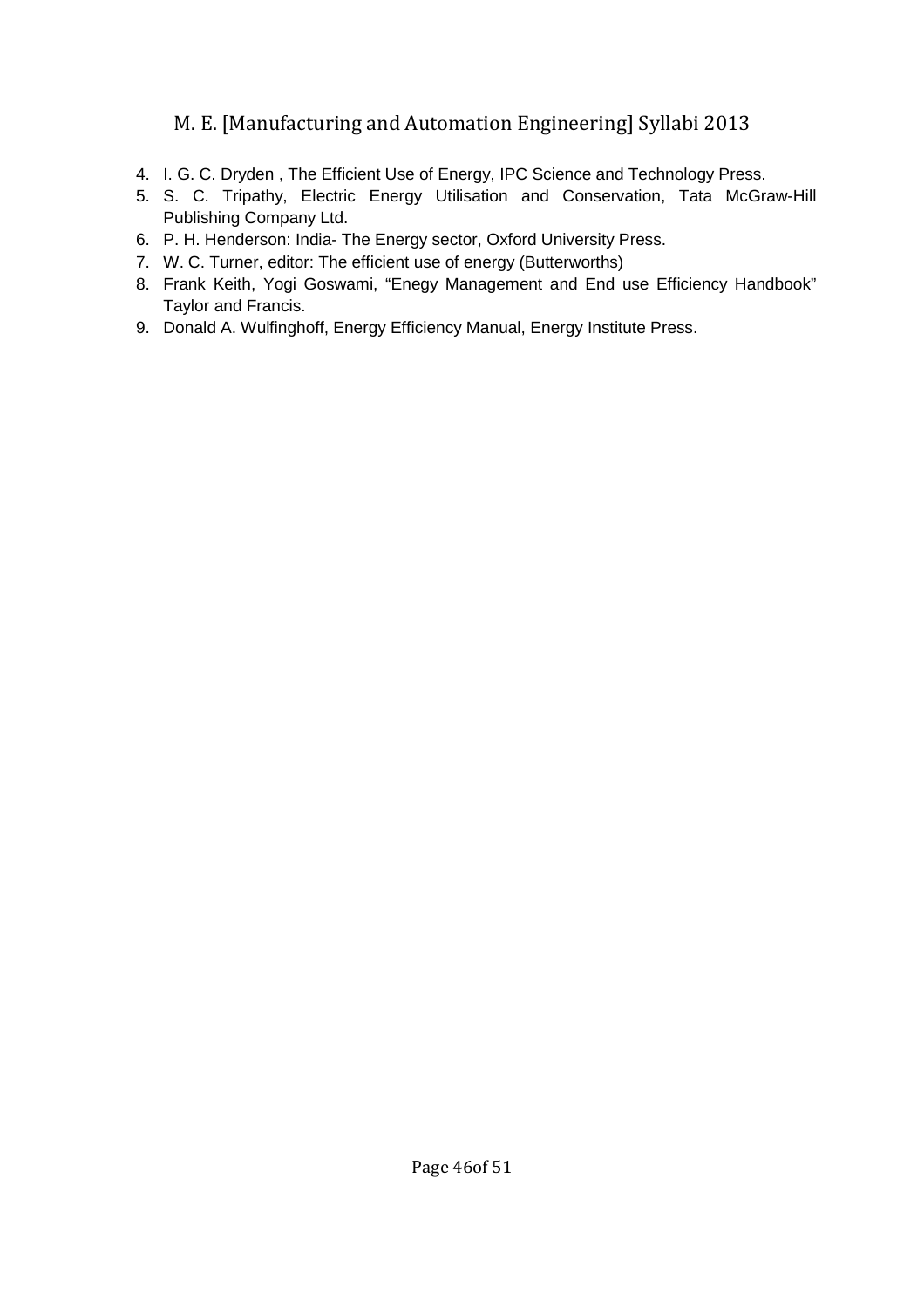4. I. G. C. Dryden , The Efficient Use of Energy, IPC Science and Technology Press.
5. S. C. Tripathy, Electric Energy Utilisation and Conservation, Tata McGraw-Hill Publishing Company Ltd.
6. P. H. Henderson: India- The Energy sector, Oxford University Press.
7. W. C. Turner, editor: The efficient use of energy (Butterworths)
8. Frank Keith, Yogi Goswami, "Enegy Management and End use Efficiency Handbook" Taylor and Francis.
9. Donald A. Wulfinghoff, Energy Efficiency Manual, Energy Institute Press.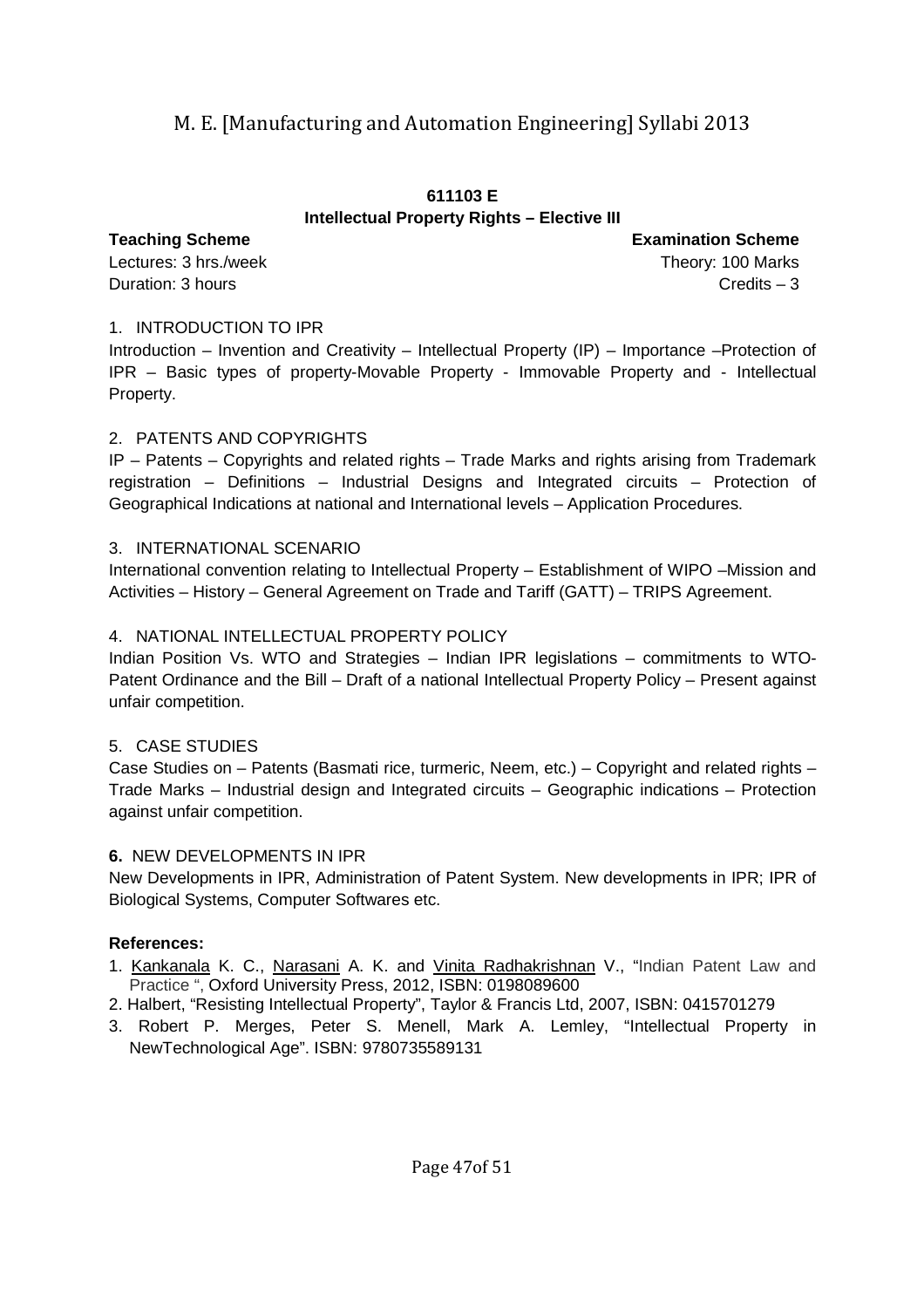## 611103 E
## Intellectual Property Rights – Elective III

**Teaching Scheme**
Lectures: 3 hrs./week
Duration: 3 hours

**Examination Scheme**
Theory: 100 Marks
Credits – 3

1. INTRODUCTION TO IPR

Introduction – Invention and Creativity – Intellectual Property (IP) – Importance –Protection of IPR – Basic types of property-Movable Property - Immovable Property and - Intellectual Property.

2. PATENTS AND COPYRIGHTS

IP – Patents – Copyrights and related rights – Trade Marks and rights arising from Trademark registration – Definitions – Industrial Designs and Integrated circuits – Protection of Geographical Indications at national and International levels – Application Procedures.

3. INTERNATIONAL SCENARIO

International convention relating to Intellectual Property – Establishment of WIPO –Mission and Activities – History – General Agreement on Trade and Tariff (GATT) – TRIPS Agreement.

4. NATIONAL INTELLECTUAL PROPERTY POLICY

Indian Position Vs. WTO and Strategies – Indian IPR legislations – commitments to WTO-Patent Ordinance and the Bill – Draft of a national Intellectual Property Policy – Present against unfair competition.

5. CASE STUDIES

Case Studies on – Patents (Basmati rice, turmeric, Neem, etc.) – Copyright and related rights – Trade Marks – Industrial design and Integrated circuits – Geographic indications – Protection against unfair competition.

**6.** NEW DEVELOPMENTS IN IPR

New Developments in IPR, Administration of Patent System. New developments in IPR; IPR of Biological Systems, Computer Softwares etc.

**References:**

1. Kankanala K. C., Narasani A. K. and Vinita Radhakrishnan V., "Indian Patent Law and Practice ", Oxford University Press, 2012, ISBN: 0198089600
2. Halbert, "Resisting Intellectual Property", Taylor & Francis Ltd, 2007, ISBN: 0415701279
3. Robert P. Merges, Peter S. Menell, Mark A. Lemley, "Intellectual Property in NewTechnological Age". ISBN: 9780735589131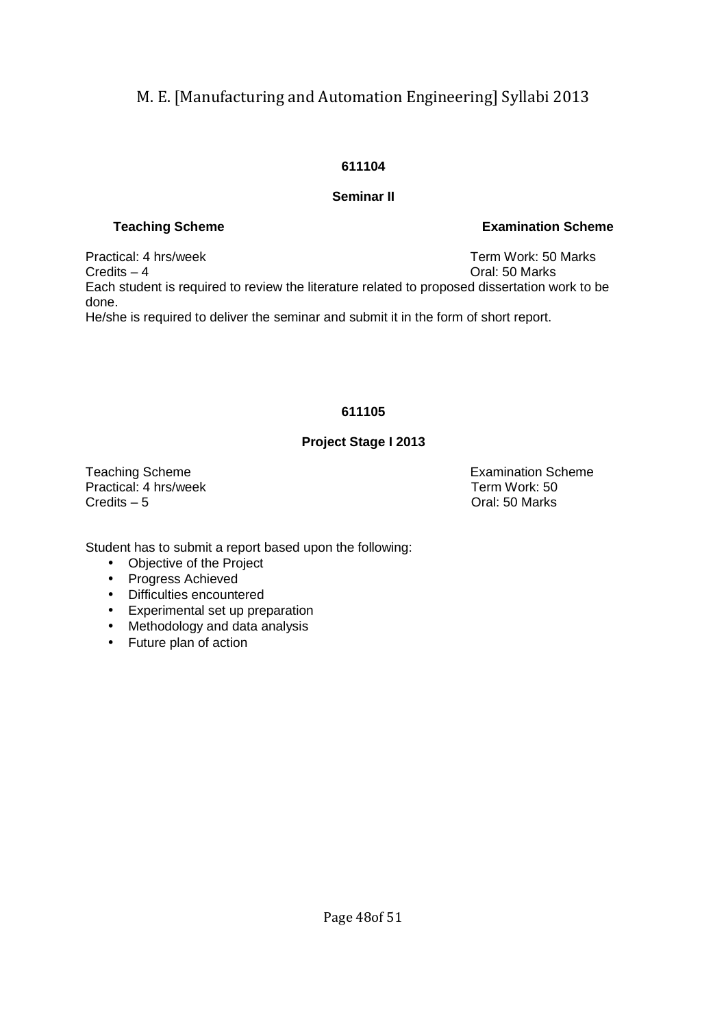## 611104

### Seminar II

| Teaching Scheme | Examination Scheme |
|---|---|
| Practical: 4 hrs/week | Term Work: 50 Marks |
| Credits – 4 | Oral: 50 Marks |

Each student is required to review the literature related to proposed dissertation work to be done.

He/she is required to deliver the seminar and submit it in the form of short report.

## 611105

### Project Stage I 2013

| Teaching Scheme | Examination Scheme |
|---|---|
| Practical: 4 hrs/week | Term Work: 50 |
| Credits – 5 | Oral: 50 Marks |

Student has to submit a report based upon the following:

- Objective of the Project
- Progress Achieved
- Difficulties encountered
- Experimental set up preparation
- Methodology and data analysis
- Future plan of action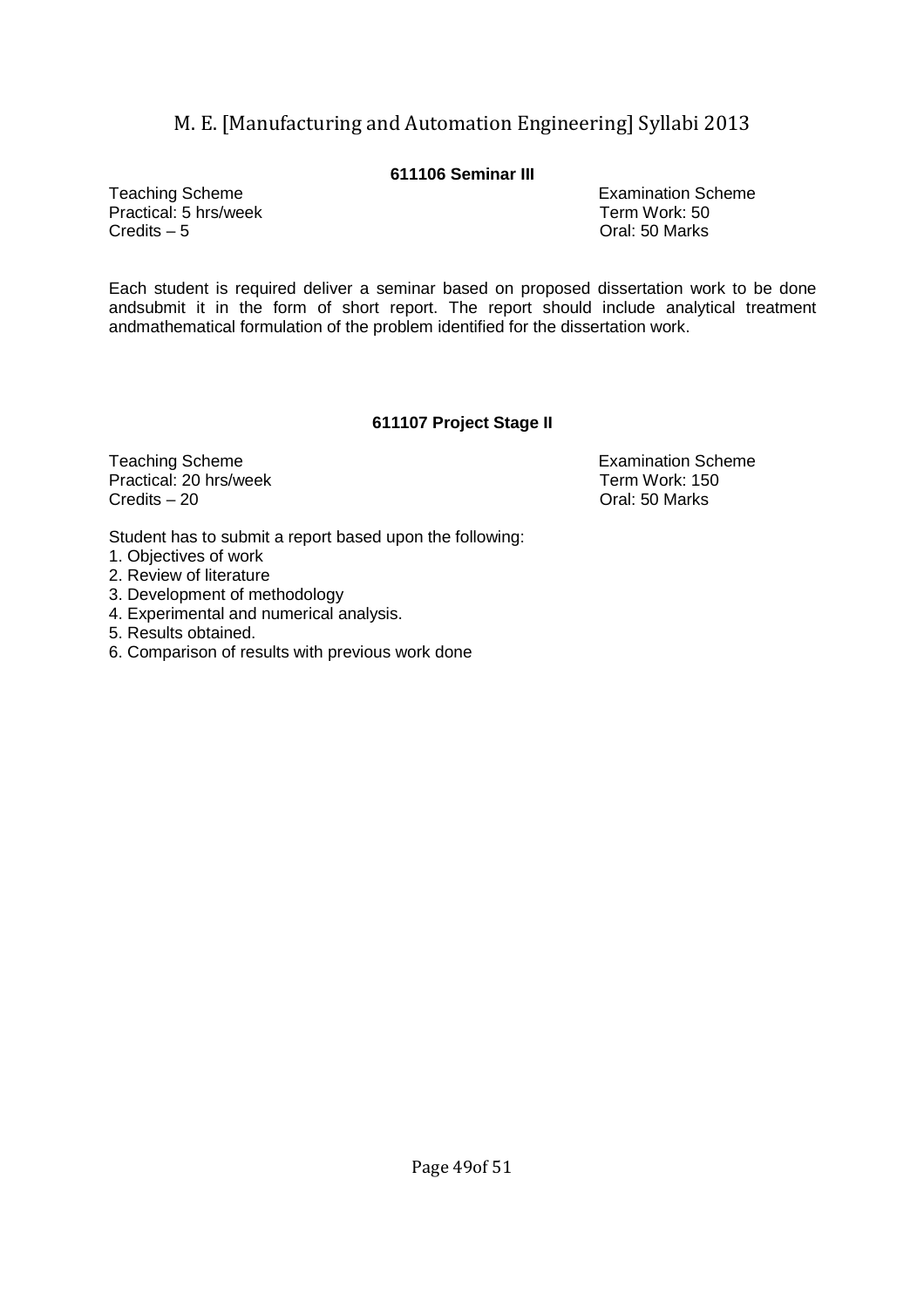### 611106 Seminar III

Teaching Scheme
Practical: 5 hrs/week
Credits – 5

Examination Scheme
Term Work: 50
Oral: 50 Marks

Each student is required deliver a seminar based on proposed dissertation work to be done andsubmit it in the form of short report. The report should include analytical treatment andmathematical formulation of the problem identified for the dissertation work.

### 611107 Project Stage II

Teaching Scheme
Practical: 20 hrs/week
Credits – 20

Examination Scheme
Term Work: 150
Oral: 50 Marks

Student has to submit a report based upon the following:

1. Objectives of work
2. Review of literature
3. Development of methodology
4. Experimental and numerical analysis.
5. Results obtained.
6. Comparison of results with previous work done